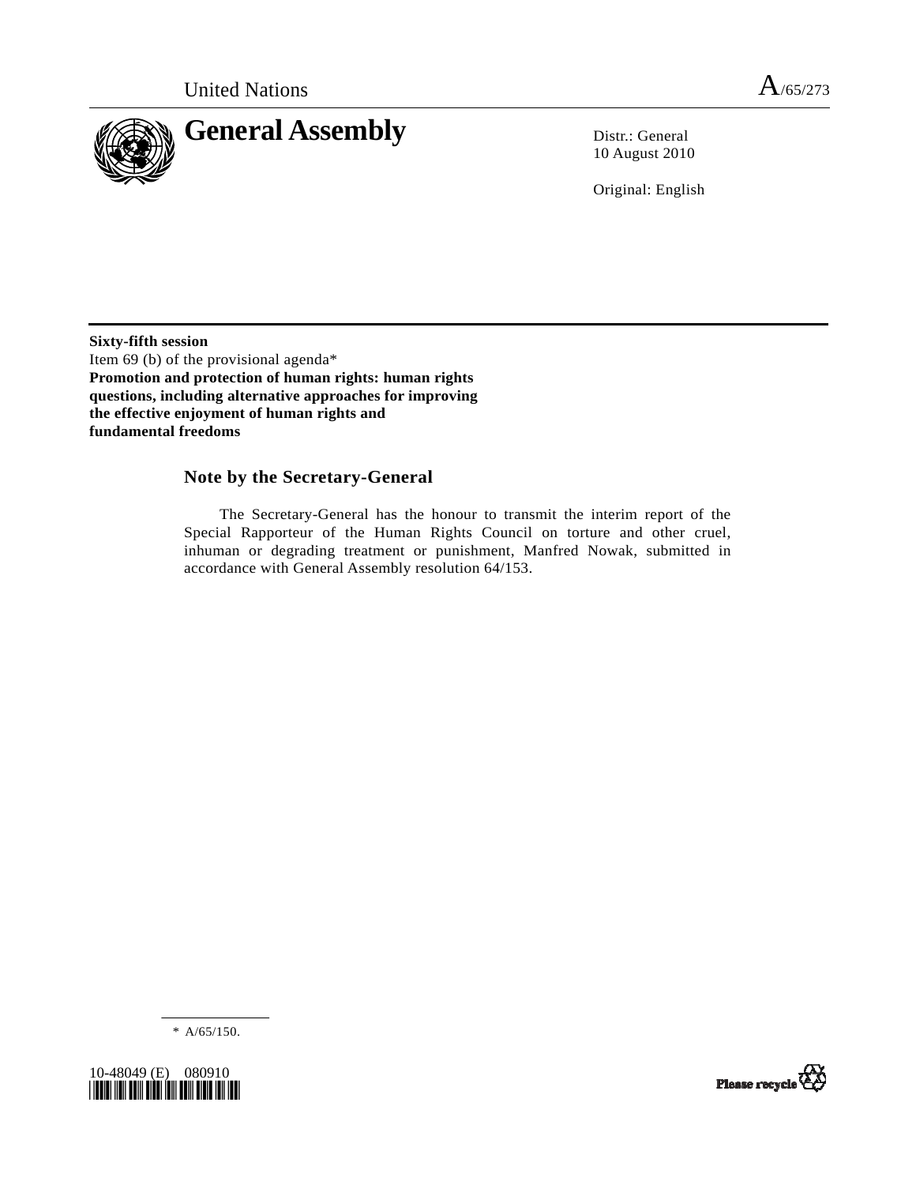United Nations A/65/273

# General Assembly

Distr.: General
10 August 2010

Original: English

**Sixty-fifth session**
Item 69 (b) of the provisional agenda*
**Promotion and protection of human rights: human rights questions, including alternative approaches for improving the effective enjoyment of human rights and fundamental freedoms**

## Note by the Secretary-General

The Secretary-General has the honour to transmit the interim report of the Special Rapporteur of the Human Rights Council on torture and other cruel, inhuman or degrading treatment or punishment, Manfred Nowak, submitted in accordance with General Assembly resolution 64/153.

---

* A/65/150.

10-48049 (E) 080910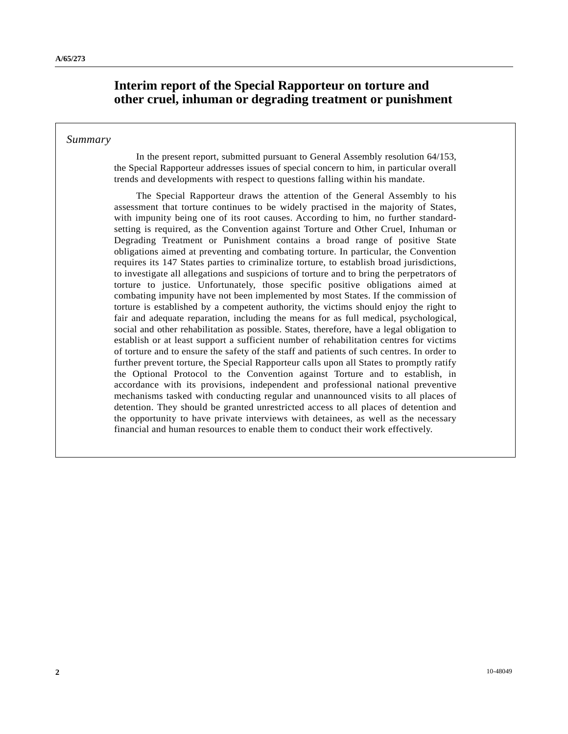# Interim report of the Special Rapporteur on torture and other cruel, inhuman or degrading treatment or punishment

*Summary*

In the present report, submitted pursuant to General Assembly resolution 64/153, the Special Rapporteur addresses issues of special concern to him, in particular overall trends and developments with respect to questions falling within his mandate.

The Special Rapporteur draws the attention of the General Assembly to his assessment that torture continues to be widely practised in the majority of States, with impunity being one of its root causes. According to him, no further standard-setting is required, as the Convention against Torture and Other Cruel, Inhuman or Degrading Treatment or Punishment contains a broad range of positive State obligations aimed at preventing and combating torture. In particular, the Convention requires its 147 States parties to criminalize torture, to establish broad jurisdictions, to investigate all allegations and suspicions of torture and to bring the perpetrators of torture to justice. Unfortunately, those specific positive obligations aimed at combating impunity have not been implemented by most States. If the commission of torture is established by a competent authority, the victims should enjoy the right to fair and adequate reparation, including the means for as full medical, psychological, social and other rehabilitation as possible. States, therefore, have a legal obligation to establish or at least support a sufficient number of rehabilitation centres for victims of torture and to ensure the safety of the staff and patients of such centres. In order to further prevent torture, the Special Rapporteur calls upon all States to promptly ratify the Optional Protocol to the Convention against Torture and to establish, in accordance with its provisions, independent and professional national preventive mechanisms tasked with conducting regular and unannounced visits to all places of detention. They should be granted unrestricted access to all places of detention and the opportunity to have private interviews with detainees, as well as the necessary financial and human resources to enable them to conduct their work effectively.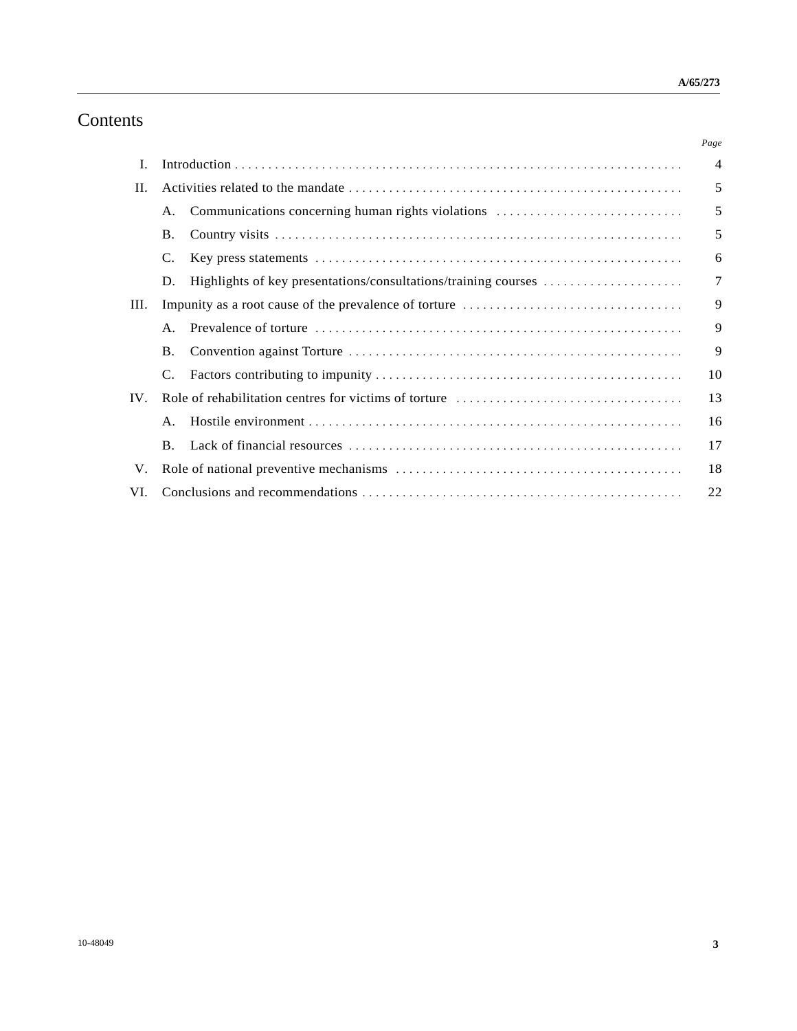# Contents

| | | Page |
|---|---|---|
| I. | Introduction | 4 |
| II. | Activities related to the mandate | 5 |
| | A. Communications concerning human rights violations | 5 |
| | B. Country visits | 5 |
| | C. Key press statements | 6 |
| | D. Highlights of key presentations/consultations/training courses | 7 |
| III. | Impunity as a root cause of the prevalence of torture | 9 |
| | A. Prevalence of torture | 9 |
| | B. Convention against Torture | 9 |
| | C. Factors contributing to impunity | 10 |
| IV. | Role of rehabilitation centres for victims of torture | 13 |
| | A. Hostile environment | 16 |
| | B. Lack of financial resources | 17 |
| V. | Role of national preventive mechanisms | 18 |
| VI. | Conclusions and recommendations | 22 |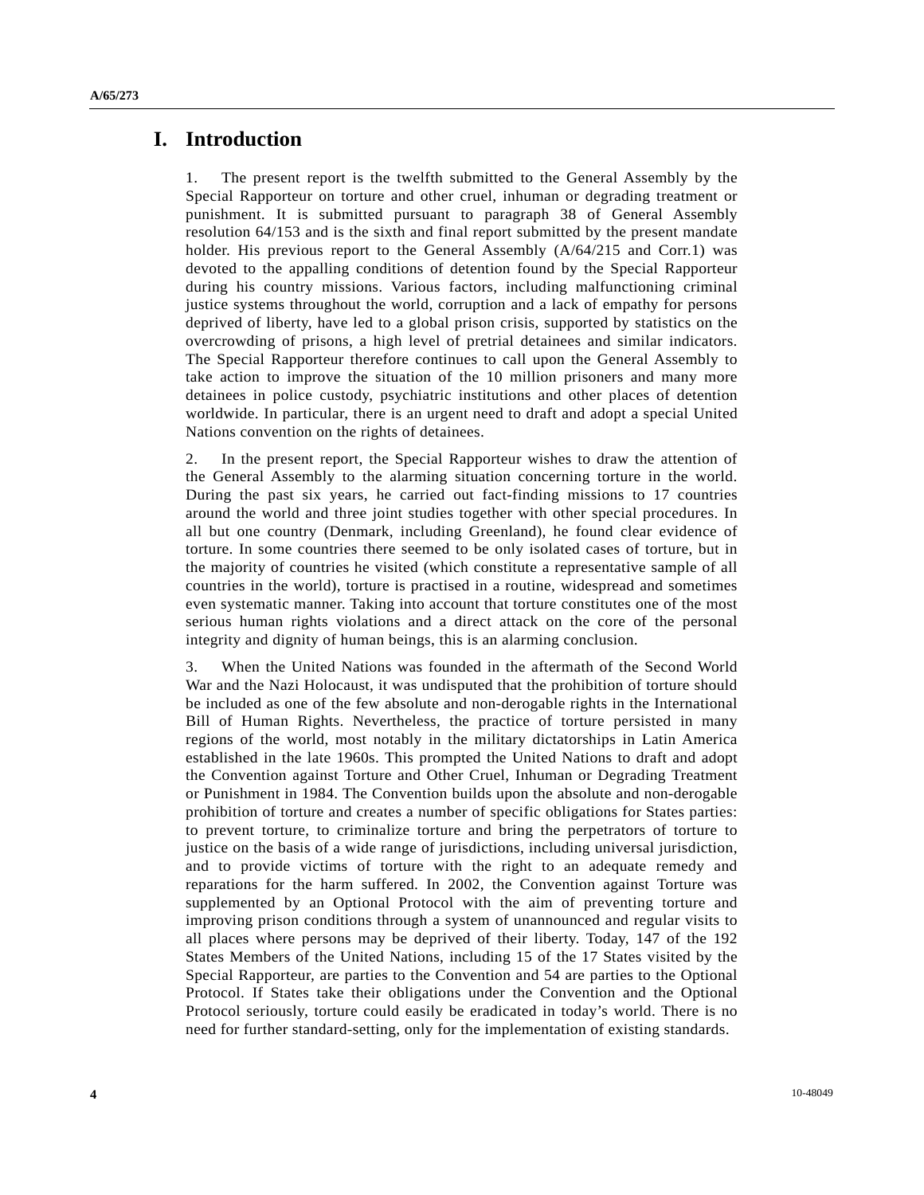# I. Introduction

1. The present report is the twelfth submitted to the General Assembly by the Special Rapporteur on torture and other cruel, inhuman or degrading treatment or punishment. It is submitted pursuant to paragraph 38 of General Assembly resolution 64/153 and is the sixth and final report submitted by the present mandate holder. His previous report to the General Assembly (A/64/215 and Corr.1) was devoted to the appalling conditions of detention found by the Special Rapporteur during his country missions. Various factors, including malfunctioning criminal justice systems throughout the world, corruption and a lack of empathy for persons deprived of liberty, have led to a global prison crisis, supported by statistics on the overcrowding of prisons, a high level of pretrial detainees and similar indicators. The Special Rapporteur therefore continues to call upon the General Assembly to take action to improve the situation of the 10 million prisoners and many more detainees in police custody, psychiatric institutions and other places of detention worldwide. In particular, there is an urgent need to draft and adopt a special United Nations convention on the rights of detainees.

2. In the present report, the Special Rapporteur wishes to draw the attention of the General Assembly to the alarming situation concerning torture in the world. During the past six years, he carried out fact-finding missions to 17 countries around the world and three joint studies together with other special procedures. In all but one country (Denmark, including Greenland), he found clear evidence of torture. In some countries there seemed to be only isolated cases of torture, but in the majority of countries he visited (which constitute a representative sample of all countries in the world), torture is practised in a routine, widespread and sometimes even systematic manner. Taking into account that torture constitutes one of the most serious human rights violations and a direct attack on the core of the personal integrity and dignity of human beings, this is an alarming conclusion.

3. When the United Nations was founded in the aftermath of the Second World War and the Nazi Holocaust, it was undisputed that the prohibition of torture should be included as one of the few absolute and non-derogable rights in the International Bill of Human Rights. Nevertheless, the practice of torture persisted in many regions of the world, most notably in the military dictatorships in Latin America established in the late 1960s. This prompted the United Nations to draft and adopt the Convention against Torture and Other Cruel, Inhuman or Degrading Treatment or Punishment in 1984. The Convention builds upon the absolute and non-derogable prohibition of torture and creates a number of specific obligations for States parties: to prevent torture, to criminalize torture and bring the perpetrators of torture to justice on the basis of a wide range of jurisdictions, including universal jurisdiction, and to provide victims of torture with the right to an adequate remedy and reparations for the harm suffered. In 2002, the Convention against Torture was supplemented by an Optional Protocol with the aim of preventing torture and improving prison conditions through a system of unannounced and regular visits to all places where persons may be deprived of their liberty. Today, 147 of the 192 States Members of the United Nations, including 15 of the 17 States visited by the Special Rapporteur, are parties to the Convention and 54 are parties to the Optional Protocol. If States take their obligations under the Convention and the Optional Protocol seriously, torture could easily be eradicated in today's world. There is no need for further standard-setting, only for the implementation of existing standards.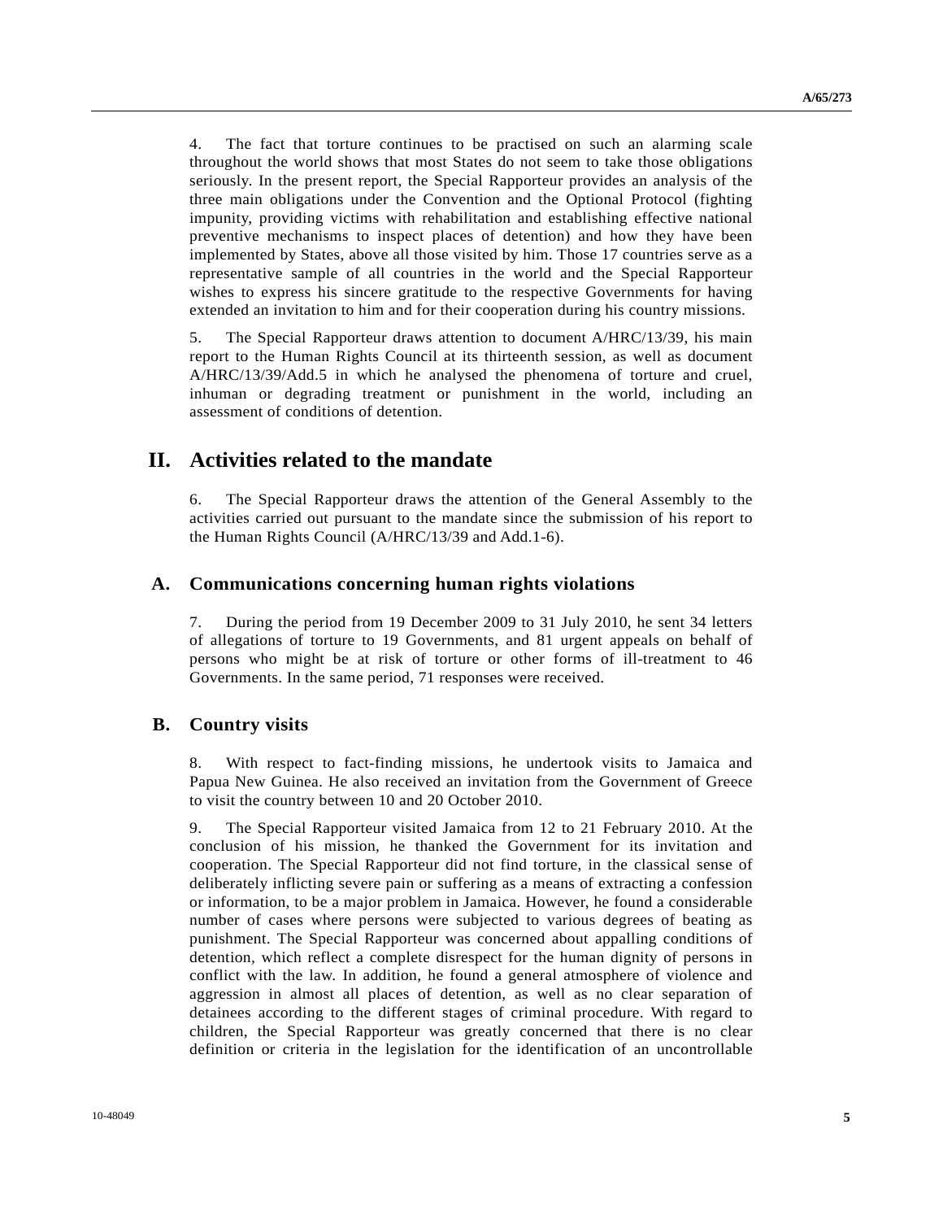4. The fact that torture continues to be practised on such an alarming scale throughout the world shows that most States do not seem to take those obligations seriously. In the present report, the Special Rapporteur provides an analysis of the three main obligations under the Convention and the Optional Protocol (fighting impunity, providing victims with rehabilitation and establishing effective national preventive mechanisms to inspect places of detention) and how they have been implemented by States, above all those visited by him. Those 17 countries serve as a representative sample of all countries in the world and the Special Rapporteur wishes to express his sincere gratitude to the respective Governments for having extended an invitation to him and for their cooperation during his country missions.

5. The Special Rapporteur draws attention to document A/HRC/13/39, his main report to the Human Rights Council at its thirteenth session, as well as document A/HRC/13/39/Add.5 in which he analysed the phenomena of torture and cruel, inhuman or degrading treatment or punishment in the world, including an assessment of conditions of detention.

# II. Activities related to the mandate

6. The Special Rapporteur draws the attention of the General Assembly to the activities carried out pursuant to the mandate since the submission of his report to the Human Rights Council (A/HRC/13/39 and Add.1-6).

## A. Communications concerning human rights violations

7. During the period from 19 December 2009 to 31 July 2010, he sent 34 letters of allegations of torture to 19 Governments, and 81 urgent appeals on behalf of persons who might be at risk of torture or other forms of ill-treatment to 46 Governments. In the same period, 71 responses were received.

## B. Country visits

8. With respect to fact-finding missions, he undertook visits to Jamaica and Papua New Guinea. He also received an invitation from the Government of Greece to visit the country between 10 and 20 October 2010.

9. The Special Rapporteur visited Jamaica from 12 to 21 February 2010. At the conclusion of his mission, he thanked the Government for its invitation and cooperation. The Special Rapporteur did not find torture, in the classical sense of deliberately inflicting severe pain or suffering as a means of extracting a confession or information, to be a major problem in Jamaica. However, he found a considerable number of cases where persons were subjected to various degrees of beating as punishment. The Special Rapporteur was concerned about appalling conditions of detention, which reflect a complete disrespect for the human dignity of persons in conflict with the law. In addition, he found a general atmosphere of violence and aggression in almost all places of detention, as well as no clear separation of detainees according to the different stages of criminal procedure. With regard to children, the Special Rapporteur was greatly concerned that there is no clear definition or criteria in the legislation for the identification of an uncontrollable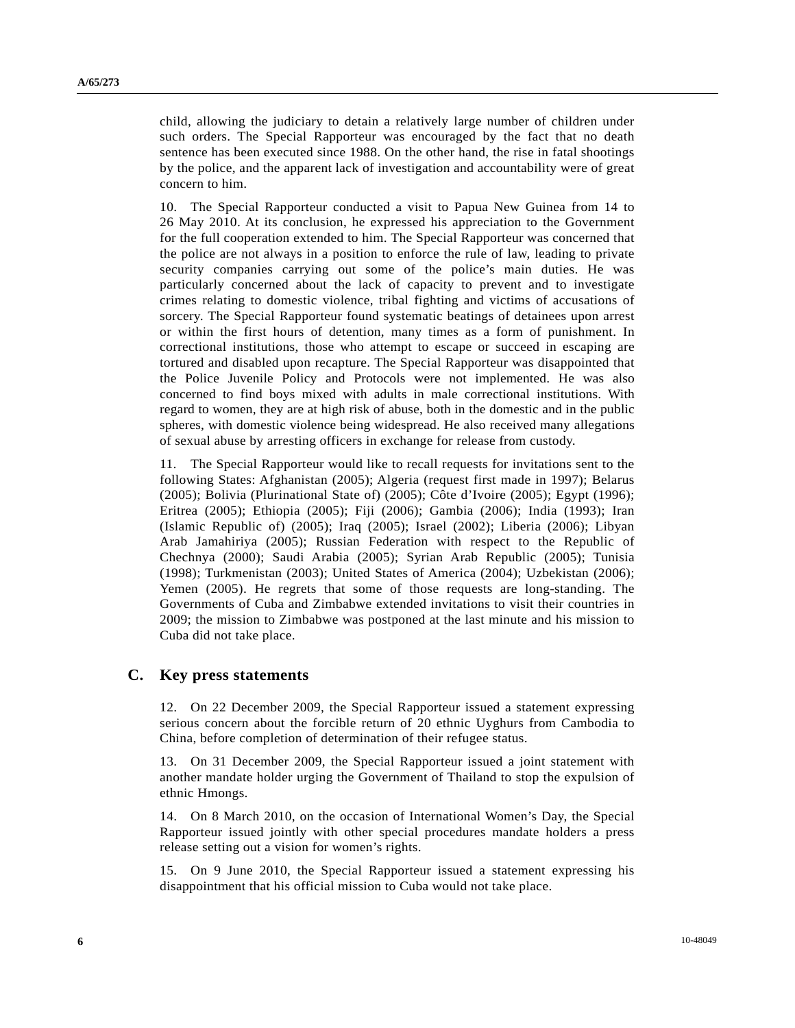child, allowing the judiciary to detain a relatively large number of children under such orders. The Special Rapporteur was encouraged by the fact that no death sentence has been executed since 1988. On the other hand, the rise in fatal shootings by the police, and the apparent lack of investigation and accountability were of great concern to him.

10. The Special Rapporteur conducted a visit to Papua New Guinea from 14 to 26 May 2010. At its conclusion, he expressed his appreciation to the Government for the full cooperation extended to him. The Special Rapporteur was concerned that the police are not always in a position to enforce the rule of law, leading to private security companies carrying out some of the police's main duties. He was particularly concerned about the lack of capacity to prevent and to investigate crimes relating to domestic violence, tribal fighting and victims of accusations of sorcery. The Special Rapporteur found systematic beatings of detainees upon arrest or within the first hours of detention, many times as a form of punishment. In correctional institutions, those who attempt to escape or succeed in escaping are tortured and disabled upon recapture. The Special Rapporteur was disappointed that the Police Juvenile Policy and Protocols were not implemented. He was also concerned to find boys mixed with adults in male correctional institutions. With regard to women, they are at high risk of abuse, both in the domestic and in the public spheres, with domestic violence being widespread. He also received many allegations of sexual abuse by arresting officers in exchange for release from custody.

11. The Special Rapporteur would like to recall requests for invitations sent to the following States: Afghanistan (2005); Algeria (request first made in 1997); Belarus (2005); Bolivia (Plurinational State of) (2005); Côte d'Ivoire (2005); Egypt (1996); Eritrea (2005); Ethiopia (2005); Fiji (2006); Gambia (2006); India (1993); Iran (Islamic Republic of) (2005); Iraq (2005); Israel (2002); Liberia (2006); Libyan Arab Jamahiriya (2005); Russian Federation with respect to the Republic of Chechnya (2000); Saudi Arabia (2005); Syrian Arab Republic (2005); Tunisia (1998); Turkmenistan (2003); United States of America (2004); Uzbekistan (2006); Yemen (2005). He regrets that some of those requests are long-standing. The Governments of Cuba and Zimbabwe extended invitations to visit their countries in 2009; the mission to Zimbabwe was postponed at the last minute and his mission to Cuba did not take place.

## C. Key press statements

12. On 22 December 2009, the Special Rapporteur issued a statement expressing serious concern about the forcible return of 20 ethnic Uyghurs from Cambodia to China, before completion of determination of their refugee status.

13. On 31 December 2009, the Special Rapporteur issued a joint statement with another mandate holder urging the Government of Thailand to stop the expulsion of ethnic Hmongs.

14. On 8 March 2010, on the occasion of International Women's Day, the Special Rapporteur issued jointly with other special procedures mandate holders a press release setting out a vision for women's rights.

15. On 9 June 2010, the Special Rapporteur issued a statement expressing his disappointment that his official mission to Cuba would not take place.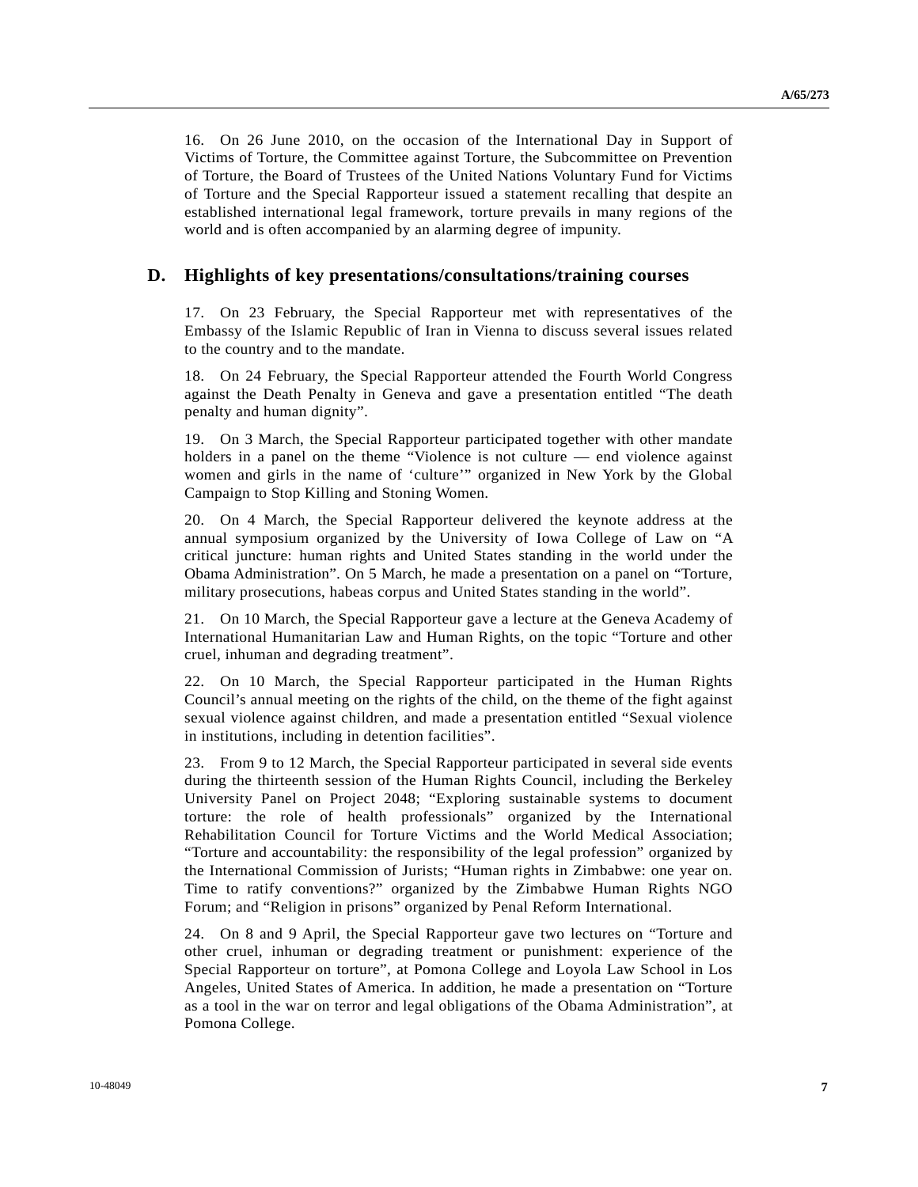16. On 26 June 2010, on the occasion of the International Day in Support of Victims of Torture, the Committee against Torture, the Subcommittee on Prevention of Torture, the Board of Trustees of the United Nations Voluntary Fund for Victims of Torture and the Special Rapporteur issued a statement recalling that despite an established international legal framework, torture prevails in many regions of the world and is often accompanied by an alarming degree of impunity.

## D. Highlights of key presentations/consultations/training courses

17. On 23 February, the Special Rapporteur met with representatives of the Embassy of the Islamic Republic of Iran in Vienna to discuss several issues related to the country and to the mandate.

18. On 24 February, the Special Rapporteur attended the Fourth World Congress against the Death Penalty in Geneva and gave a presentation entitled "The death penalty and human dignity".

19. On 3 March, the Special Rapporteur participated together with other mandate holders in a panel on the theme "Violence is not culture — end violence against women and girls in the name of 'culture'" organized in New York by the Global Campaign to Stop Killing and Stoning Women.

20. On 4 March, the Special Rapporteur delivered the keynote address at the annual symposium organized by the University of Iowa College of Law on "A critical juncture: human rights and United States standing in the world under the Obama Administration". On 5 March, he made a presentation on a panel on "Torture, military prosecutions, habeas corpus and United States standing in the world".

21. On 10 March, the Special Rapporteur gave a lecture at the Geneva Academy of International Humanitarian Law and Human Rights, on the topic "Torture and other cruel, inhuman and degrading treatment".

22. On 10 March, the Special Rapporteur participated in the Human Rights Council's annual meeting on the rights of the child, on the theme of the fight against sexual violence against children, and made a presentation entitled "Sexual violence in institutions, including in detention facilities".

23. From 9 to 12 March, the Special Rapporteur participated in several side events during the thirteenth session of the Human Rights Council, including the Berkeley University Panel on Project 2048; "Exploring sustainable systems to document torture: the role of health professionals" organized by the International Rehabilitation Council for Torture Victims and the World Medical Association; "Torture and accountability: the responsibility of the legal profession" organized by the International Commission of Jurists; "Human rights in Zimbabwe: one year on. Time to ratify conventions?" organized by the Zimbabwe Human Rights NGO Forum; and "Religion in prisons" organized by Penal Reform International.

24. On 8 and 9 April, the Special Rapporteur gave two lectures on "Torture and other cruel, inhuman or degrading treatment or punishment: experience of the Special Rapporteur on torture", at Pomona College and Loyola Law School in Los Angeles, United States of America. In addition, he made a presentation on "Torture as a tool in the war on terror and legal obligations of the Obama Administration", at Pomona College.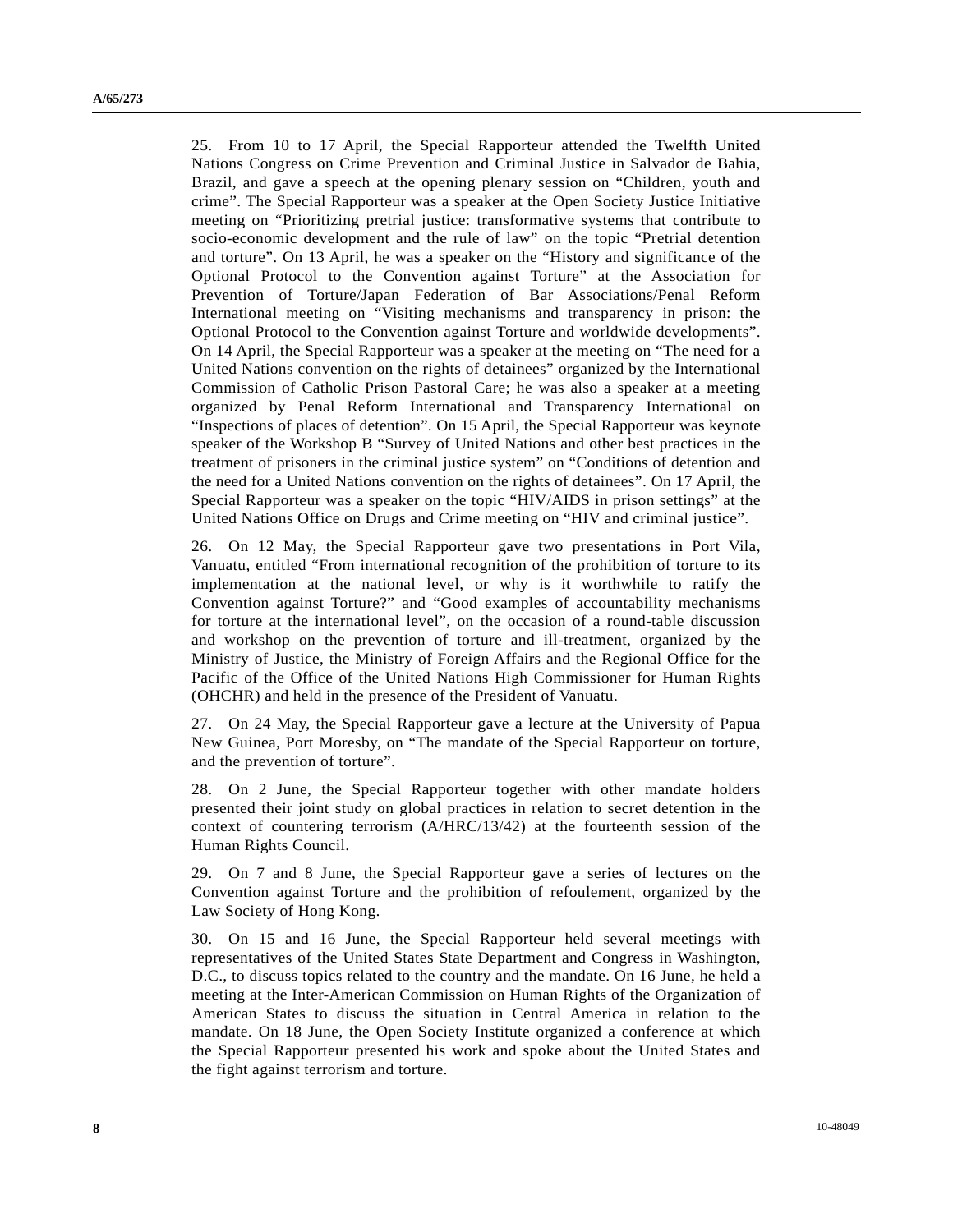25. From 10 to 17 April, the Special Rapporteur attended the Twelfth United Nations Congress on Crime Prevention and Criminal Justice in Salvador de Bahia, Brazil, and gave a speech at the opening plenary session on "Children, youth and crime". The Special Rapporteur was a speaker at the Open Society Justice Initiative meeting on "Prioritizing pretrial justice: transformative systems that contribute to socio-economic development and the rule of law" on the topic "Pretrial detention and torture". On 13 April, he was a speaker on the "History and significance of the Optional Protocol to the Convention against Torture" at the Association for Prevention of Torture/Japan Federation of Bar Associations/Penal Reform International meeting on "Visiting mechanisms and transparency in prison: the Optional Protocol to the Convention against Torture and worldwide developments". On 14 April, the Special Rapporteur was a speaker at the meeting on "The need for a United Nations convention on the rights of detainees" organized by the International Commission of Catholic Prison Pastoral Care; he was also a speaker at a meeting organized by Penal Reform International and Transparency International on "Inspections of places of detention". On 15 April, the Special Rapporteur was keynote speaker of the Workshop B "Survey of United Nations and other best practices in the treatment of prisoners in the criminal justice system" on "Conditions of detention and the need for a United Nations convention on the rights of detainees". On 17 April, the Special Rapporteur was a speaker on the topic "HIV/AIDS in prison settings" at the United Nations Office on Drugs and Crime meeting on "HIV and criminal justice".

26. On 12 May, the Special Rapporteur gave two presentations in Port Vila, Vanuatu, entitled "From international recognition of the prohibition of torture to its implementation at the national level, or why is it worthwhile to ratify the Convention against Torture?" and "Good examples of accountability mechanisms for torture at the international level", on the occasion of a round-table discussion and workshop on the prevention of torture and ill-treatment, organized by the Ministry of Justice, the Ministry of Foreign Affairs and the Regional Office for the Pacific of the Office of the United Nations High Commissioner for Human Rights (OHCHR) and held in the presence of the President of Vanuatu.

27. On 24 May, the Special Rapporteur gave a lecture at the University of Papua New Guinea, Port Moresby, on "The mandate of the Special Rapporteur on torture, and the prevention of torture".

28. On 2 June, the Special Rapporteur together with other mandate holders presented their joint study on global practices in relation to secret detention in the context of countering terrorism (A/HRC/13/42) at the fourteenth session of the Human Rights Council.

29. On 7 and 8 June, the Special Rapporteur gave a series of lectures on the Convention against Torture and the prohibition of refoulement, organized by the Law Society of Hong Kong.

30. On 15 and 16 June, the Special Rapporteur held several meetings with representatives of the United States State Department and Congress in Washington, D.C., to discuss topics related to the country and the mandate. On 16 June, he held a meeting at the Inter-American Commission on Human Rights of the Organization of American States to discuss the situation in Central America in relation to the mandate. On 18 June, the Open Society Institute organized a conference at which the Special Rapporteur presented his work and spoke about the United States and the fight against terrorism and torture.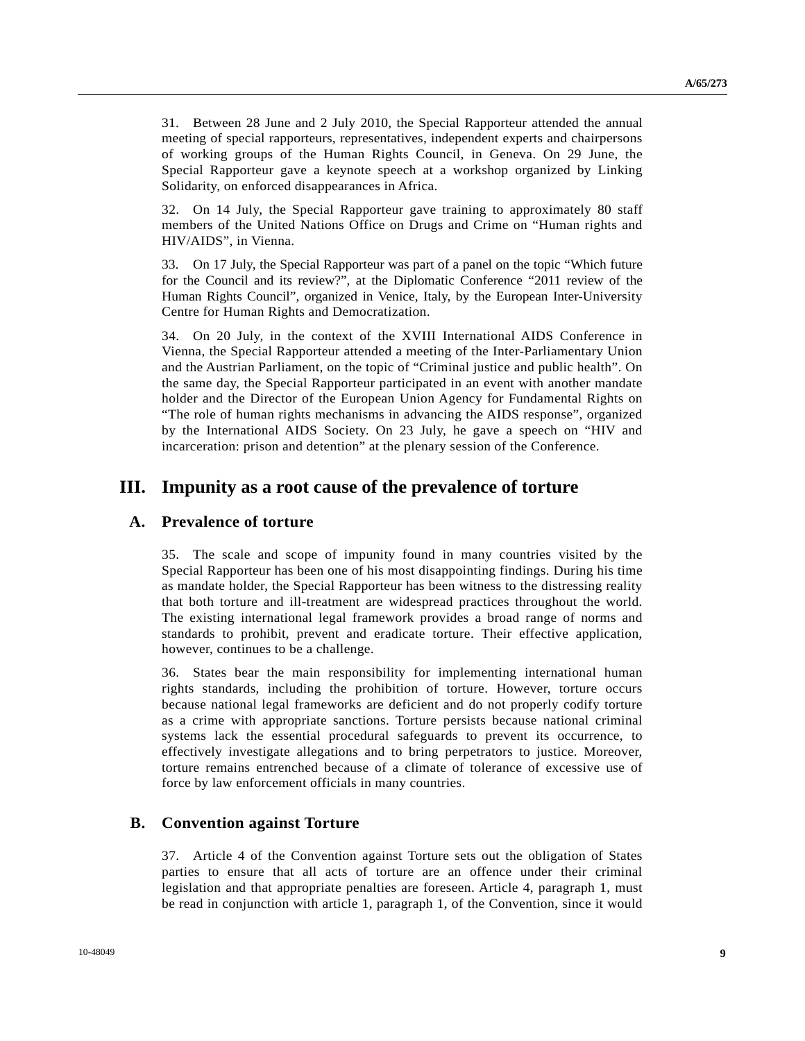31. Between 28 June and 2 July 2010, the Special Rapporteur attended the annual meeting of special rapporteurs, representatives, independent experts and chairpersons of working groups of the Human Rights Council, in Geneva. On 29 June, the Special Rapporteur gave a keynote speech at a workshop organized by Linking Solidarity, on enforced disappearances in Africa.

32. On 14 July, the Special Rapporteur gave training to approximately 80 staff members of the United Nations Office on Drugs and Crime on "Human rights and HIV/AIDS", in Vienna.

33. On 17 July, the Special Rapporteur was part of a panel on the topic "Which future for the Council and its review?", at the Diplomatic Conference "2011 review of the Human Rights Council", organized in Venice, Italy, by the European Inter-University Centre for Human Rights and Democratization.

34. On 20 July, in the context of the XVIII International AIDS Conference in Vienna, the Special Rapporteur attended a meeting of the Inter-Parliamentary Union and the Austrian Parliament, on the topic of "Criminal justice and public health". On the same day, the Special Rapporteur participated in an event with another mandate holder and the Director of the European Union Agency for Fundamental Rights on "The role of human rights mechanisms in advancing the AIDS response", organized by the International AIDS Society. On 23 July, he gave a speech on "HIV and incarceration: prison and detention" at the plenary session of the Conference.

# III. Impunity as a root cause of the prevalence of torture

## A. Prevalence of torture

35. The scale and scope of impunity found in many countries visited by the Special Rapporteur has been one of his most disappointing findings. During his time as mandate holder, the Special Rapporteur has been witness to the distressing reality that both torture and ill-treatment are widespread practices throughout the world. The existing international legal framework provides a broad range of norms and standards to prohibit, prevent and eradicate torture. Their effective application, however, continues to be a challenge.

36. States bear the main responsibility for implementing international human rights standards, including the prohibition of torture. However, torture occurs because national legal frameworks are deficient and do not properly codify torture as a crime with appropriate sanctions. Torture persists because national criminal systems lack the essential procedural safeguards to prevent its occurrence, to effectively investigate allegations and to bring perpetrators to justice. Moreover, torture remains entrenched because of a climate of tolerance of excessive use of force by law enforcement officials in many countries.

## B. Convention against Torture

37. Article 4 of the Convention against Torture sets out the obligation of States parties to ensure that all acts of torture are an offence under their criminal legislation and that appropriate penalties are foreseen. Article 4, paragraph 1, must be read in conjunction with article 1, paragraph 1, of the Convention, since it would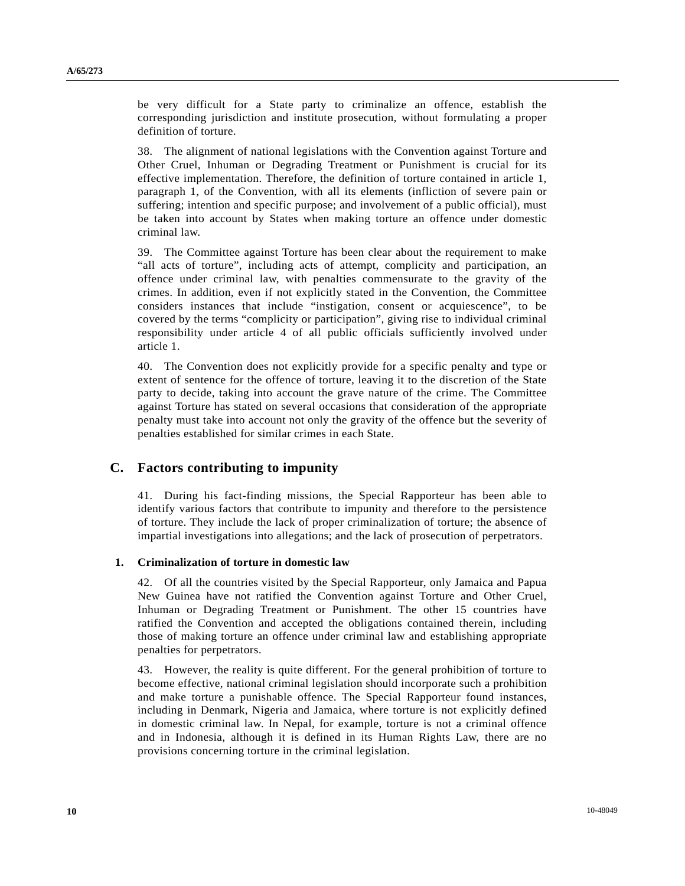be very difficult for a State party to criminalize an offence, establish the corresponding jurisdiction and institute prosecution, without formulating a proper definition of torture.

38. The alignment of national legislations with the Convention against Torture and Other Cruel, Inhuman or Degrading Treatment or Punishment is crucial for its effective implementation. Therefore, the definition of torture contained in article 1, paragraph 1, of the Convention, with all its elements (infliction of severe pain or suffering; intention and specific purpose; and involvement of a public official), must be taken into account by States when making torture an offence under domestic criminal law.

39. The Committee against Torture has been clear about the requirement to make "all acts of torture", including acts of attempt, complicity and participation, an offence under criminal law, with penalties commensurate to the gravity of the crimes. In addition, even if not explicitly stated in the Convention, the Committee considers instances that include "instigation, consent or acquiescence", to be covered by the terms "complicity or participation", giving rise to individual criminal responsibility under article 4 of all public officials sufficiently involved under article 1.

40. The Convention does not explicitly provide for a specific penalty and type or extent of sentence for the offence of torture, leaving it to the discretion of the State party to decide, taking into account the grave nature of the crime. The Committee against Torture has stated on several occasions that consideration of the appropriate penalty must take into account not only the gravity of the offence but the severity of penalties established for similar crimes in each State.

## C. Factors contributing to impunity

41. During his fact-finding missions, the Special Rapporteur has been able to identify various factors that contribute to impunity and therefore to the persistence of torture. They include the lack of proper criminalization of torture; the absence of impartial investigations into allegations; and the lack of prosecution of perpetrators.

### 1. Criminalization of torture in domestic law

42. Of all the countries visited by the Special Rapporteur, only Jamaica and Papua New Guinea have not ratified the Convention against Torture and Other Cruel, Inhuman or Degrading Treatment or Punishment. The other 15 countries have ratified the Convention and accepted the obligations contained therein, including those of making torture an offence under criminal law and establishing appropriate penalties for perpetrators.

43. However, the reality is quite different. For the general prohibition of torture to become effective, national criminal legislation should incorporate such a prohibition and make torture a punishable offence. The Special Rapporteur found instances, including in Denmark, Nigeria and Jamaica, where torture is not explicitly defined in domestic criminal law. In Nepal, for example, torture is not a criminal offence and in Indonesia, although it is defined in its Human Rights Law, there are no provisions concerning torture in the criminal legislation.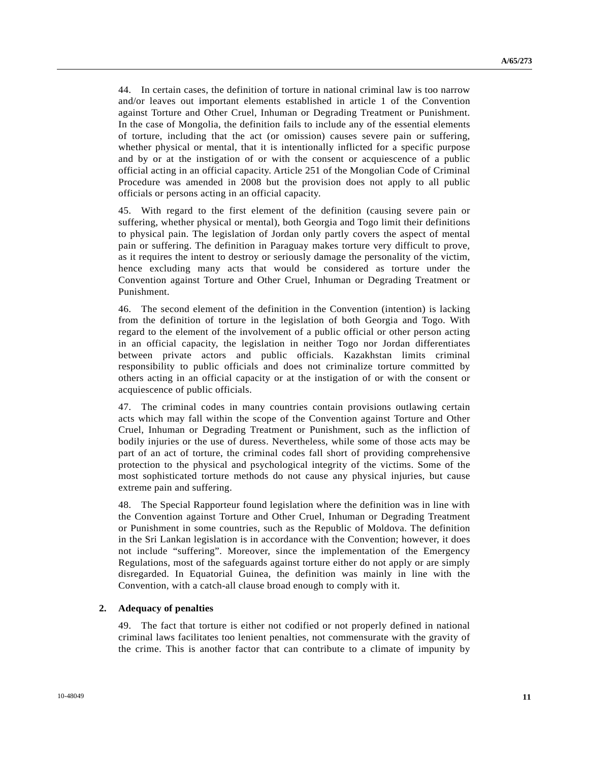44. In certain cases, the definition of torture in national criminal law is too narrow and/or leaves out important elements established in article 1 of the Convention against Torture and Other Cruel, Inhuman or Degrading Treatment or Punishment. In the case of Mongolia, the definition fails to include any of the essential elements of torture, including that the act (or omission) causes severe pain or suffering, whether physical or mental, that it is intentionally inflicted for a specific purpose and by or at the instigation of or with the consent or acquiescence of a public official acting in an official capacity. Article 251 of the Mongolian Code of Criminal Procedure was amended in 2008 but the provision does not apply to all public officials or persons acting in an official capacity.

45. With regard to the first element of the definition (causing severe pain or suffering, whether physical or mental), both Georgia and Togo limit their definitions to physical pain. The legislation of Jordan only partly covers the aspect of mental pain or suffering. The definition in Paraguay makes torture very difficult to prove, as it requires the intent to destroy or seriously damage the personality of the victim, hence excluding many acts that would be considered as torture under the Convention against Torture and Other Cruel, Inhuman or Degrading Treatment or Punishment.

46. The second element of the definition in the Convention (intention) is lacking from the definition of torture in the legislation of both Georgia and Togo. With regard to the element of the involvement of a public official or other person acting in an official capacity, the legislation in neither Togo nor Jordan differentiates between private actors and public officials. Kazakhstan limits criminal responsibility to public officials and does not criminalize torture committed by others acting in an official capacity or at the instigation of or with the consent or acquiescence of public officials.

47. The criminal codes in many countries contain provisions outlawing certain acts which may fall within the scope of the Convention against Torture and Other Cruel, Inhuman or Degrading Treatment or Punishment, such as the infliction of bodily injuries or the use of duress. Nevertheless, while some of those acts may be part of an act of torture, the criminal codes fall short of providing comprehensive protection to the physical and psychological integrity of the victims. Some of the most sophisticated torture methods do not cause any physical injuries, but cause extreme pain and suffering.

48. The Special Rapporteur found legislation where the definition was in line with the Convention against Torture and Other Cruel, Inhuman or Degrading Treatment or Punishment in some countries, such as the Republic of Moldova. The definition in the Sri Lankan legislation is in accordance with the Convention; however, it does not include "suffering". Moreover, since the implementation of the Emergency Regulations, most of the safeguards against torture either do not apply or are simply disregarded. In Equatorial Guinea, the definition was mainly in line with the Convention, with a catch-all clause broad enough to comply with it.

### 2. Adequacy of penalties

49. The fact that torture is either not codified or not properly defined in national criminal laws facilitates too lenient penalties, not commensurate with the gravity of the crime. This is another factor that can contribute to a climate of impunity by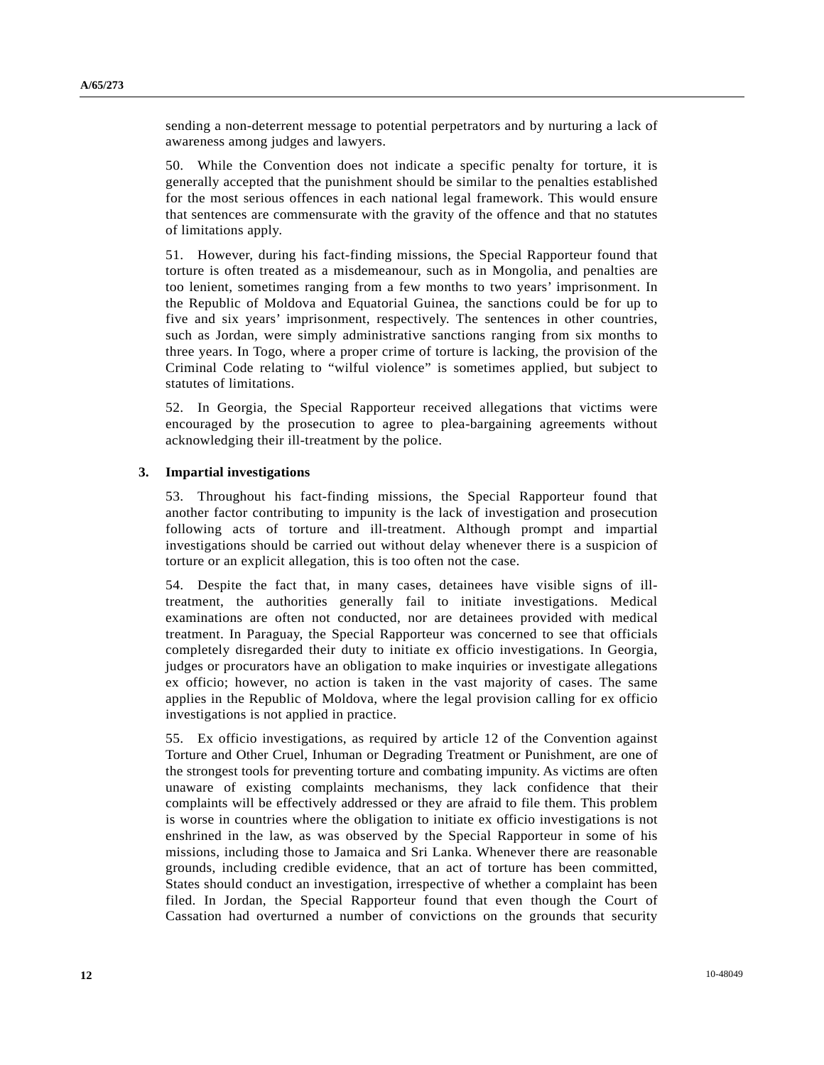sending a non-deterrent message to potential perpetrators and by nurturing a lack of awareness among judges and lawyers.

50. While the Convention does not indicate a specific penalty for torture, it is generally accepted that the punishment should be similar to the penalties established for the most serious offences in each national legal framework. This would ensure that sentences are commensurate with the gravity of the offence and that no statutes of limitations apply.

51. However, during his fact-finding missions, the Special Rapporteur found that torture is often treated as a misdemeanour, such as in Mongolia, and penalties are too lenient, sometimes ranging from a few months to two years' imprisonment. In the Republic of Moldova and Equatorial Guinea, the sanctions could be for up to five and six years' imprisonment, respectively. The sentences in other countries, such as Jordan, were simply administrative sanctions ranging from six months to three years. In Togo, where a proper crime of torture is lacking, the provision of the Criminal Code relating to "wilful violence" is sometimes applied, but subject to statutes of limitations.

52. In Georgia, the Special Rapporteur received allegations that victims were encouraged by the prosecution to agree to plea-bargaining agreements without acknowledging their ill-treatment by the police.

### 3. Impartial investigations

53. Throughout his fact-finding missions, the Special Rapporteur found that another factor contributing to impunity is the lack of investigation and prosecution following acts of torture and ill-treatment. Although prompt and impartial investigations should be carried out without delay whenever there is a suspicion of torture or an explicit allegation, this is too often not the case.

54. Despite the fact that, in many cases, detainees have visible signs of ill-treatment, the authorities generally fail to initiate investigations. Medical examinations are often not conducted, nor are detainees provided with medical treatment. In Paraguay, the Special Rapporteur was concerned to see that officials completely disregarded their duty to initiate ex officio investigations. In Georgia, judges or procurators have an obligation to make inquiries or investigate allegations ex officio; however, no action is taken in the vast majority of cases. The same applies in the Republic of Moldova, where the legal provision calling for ex officio investigations is not applied in practice.

55. Ex officio investigations, as required by article 12 of the Convention against Torture and Other Cruel, Inhuman or Degrading Treatment or Punishment, are one of the strongest tools for preventing torture and combating impunity. As victims are often unaware of existing complaints mechanisms, they lack confidence that their complaints will be effectively addressed or they are afraid to file them. This problem is worse in countries where the obligation to initiate ex officio investigations is not enshrined in the law, as was observed by the Special Rapporteur in some of his missions, including those to Jamaica and Sri Lanka. Whenever there are reasonable grounds, including credible evidence, that an act of torture has been committed, States should conduct an investigation, irrespective of whether a complaint has been filed. In Jordan, the Special Rapporteur found that even though the Court of Cassation had overturned a number of convictions on the grounds that security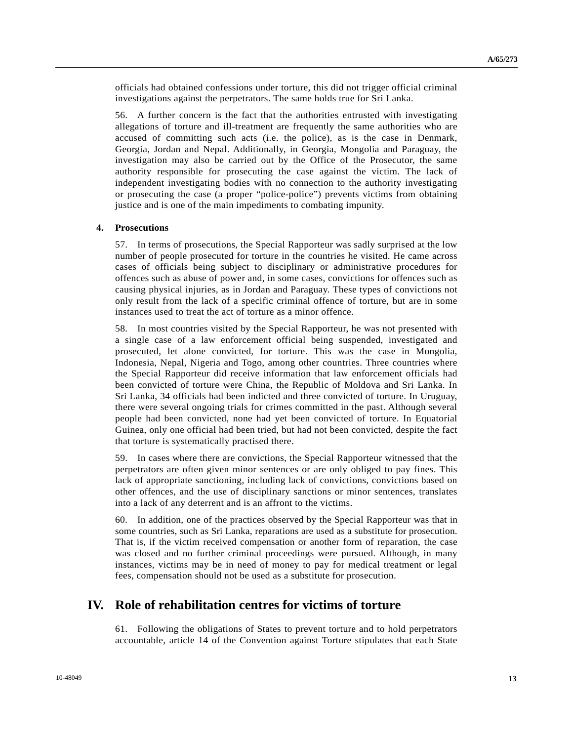officials had obtained confessions under torture, this did not trigger official criminal investigations against the perpetrators. The same holds true for Sri Lanka.

56. A further concern is the fact that the authorities entrusted with investigating allegations of torture and ill-treatment are frequently the same authorities who are accused of committing such acts (i.e. the police), as is the case in Denmark, Georgia, Jordan and Nepal. Additionally, in Georgia, Mongolia and Paraguay, the investigation may also be carried out by the Office of the Prosecutor, the same authority responsible for prosecuting the case against the victim. The lack of independent investigating bodies with no connection to the authority investigating or prosecuting the case (a proper "police-police") prevents victims from obtaining justice and is one of the main impediments to combating impunity.

### 4. Prosecutions

57. In terms of prosecutions, the Special Rapporteur was sadly surprised at the low number of people prosecuted for torture in the countries he visited. He came across cases of officials being subject to disciplinary or administrative procedures for offences such as abuse of power and, in some cases, convictions for offences such as causing physical injuries, as in Jordan and Paraguay. These types of convictions not only result from the lack of a specific criminal offence of torture, but are in some instances used to treat the act of torture as a minor offence.

58. In most countries visited by the Special Rapporteur, he was not presented with a single case of a law enforcement official being suspended, investigated and prosecuted, let alone convicted, for torture. This was the case in Mongolia, Indonesia, Nepal, Nigeria and Togo, among other countries. Three countries where the Special Rapporteur did receive information that law enforcement officials had been convicted of torture were China, the Republic of Moldova and Sri Lanka. In Sri Lanka, 34 officials had been indicted and three convicted of torture. In Uruguay, there were several ongoing trials for crimes committed in the past. Although several people had been convicted, none had yet been convicted of torture. In Equatorial Guinea, only one official had been tried, but had not been convicted, despite the fact that torture is systematically practised there.

59. In cases where there are convictions, the Special Rapporteur witnessed that the perpetrators are often given minor sentences or are only obliged to pay fines. This lack of appropriate sanctioning, including lack of convictions, convictions based on other offences, and the use of disciplinary sanctions or minor sentences, translates into a lack of any deterrent and is an affront to the victims.

60. In addition, one of the practices observed by the Special Rapporteur was that in some countries, such as Sri Lanka, reparations are used as a substitute for prosecution. That is, if the victim received compensation or another form of reparation, the case was closed and no further criminal proceedings were pursued. Although, in many instances, victims may be in need of money to pay for medical treatment or legal fees, compensation should not be used as a substitute for prosecution.

## IV. Role of rehabilitation centres for victims of torture

61. Following the obligations of States to prevent torture and to hold perpetrators accountable, article 14 of the Convention against Torture stipulates that each State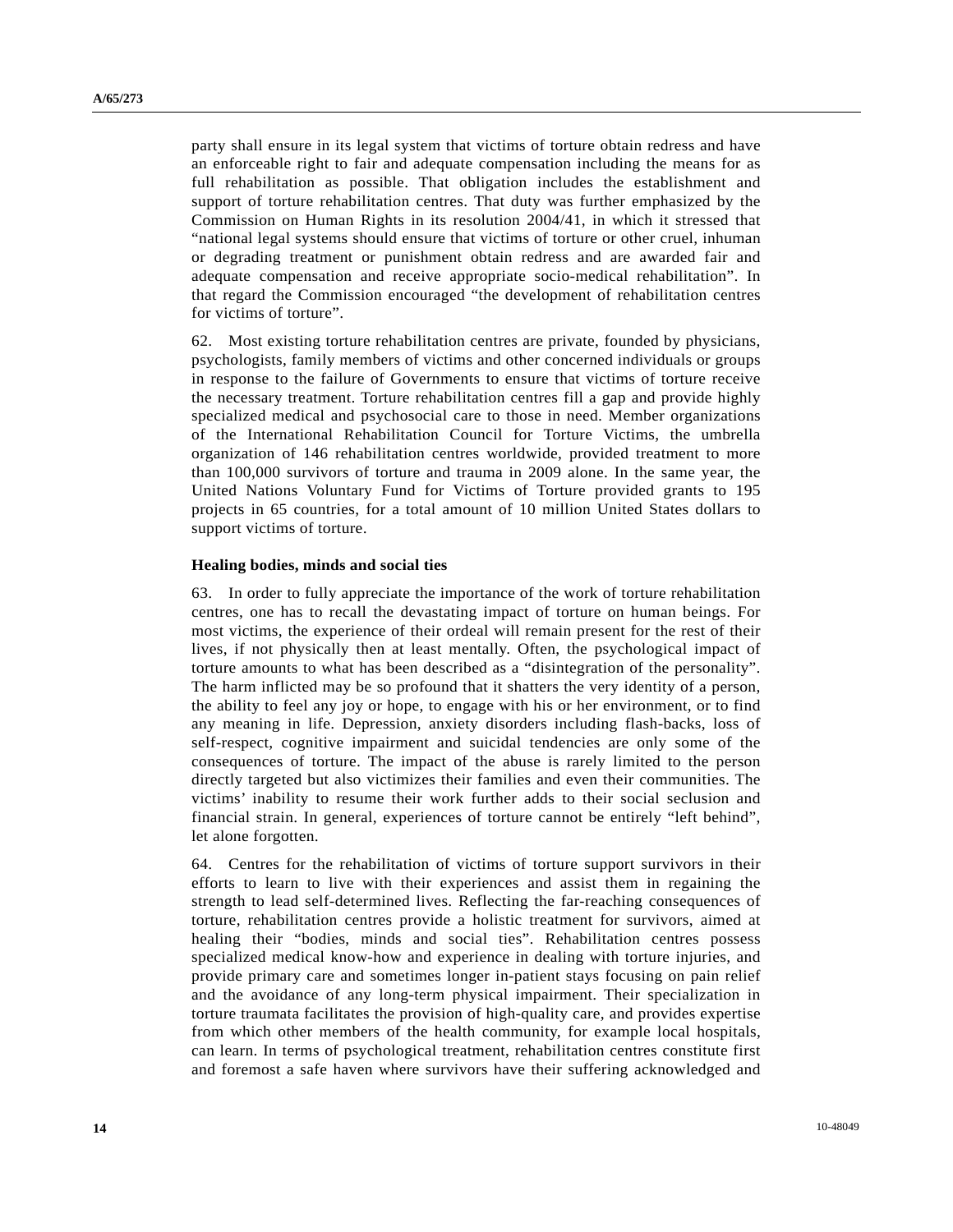party shall ensure in its legal system that victims of torture obtain redress and have an enforceable right to fair and adequate compensation including the means for as full rehabilitation as possible. That obligation includes the establishment and support of torture rehabilitation centres. That duty was further emphasized by the Commission on Human Rights in its resolution 2004/41, in which it stressed that "national legal systems should ensure that victims of torture or other cruel, inhuman or degrading treatment or punishment obtain redress and are awarded fair and adequate compensation and receive appropriate socio-medical rehabilitation". In that regard the Commission encouraged "the development of rehabilitation centres for victims of torture".

62. Most existing torture rehabilitation centres are private, founded by physicians, psychologists, family members of victims and other concerned individuals or groups in response to the failure of Governments to ensure that victims of torture receive the necessary treatment. Torture rehabilitation centres fill a gap and provide highly specialized medical and psychosocial care to those in need. Member organizations of the International Rehabilitation Council for Torture Victims, the umbrella organization of 146 rehabilitation centres worldwide, provided treatment to more than 100,000 survivors of torture and trauma in 2009 alone. In the same year, the United Nations Voluntary Fund for Victims of Torture provided grants to 195 projects in 65 countries, for a total amount of 10 million United States dollars to support victims of torture.

**Healing bodies, minds and social ties**

63. In order to fully appreciate the importance of the work of torture rehabilitation centres, one has to recall the devastating impact of torture on human beings. For most victims, the experience of their ordeal will remain present for the rest of their lives, if not physically then at least mentally. Often, the psychological impact of torture amounts to what has been described as a "disintegration of the personality". The harm inflicted may be so profound that it shatters the very identity of a person, the ability to feel any joy or hope, to engage with his or her environment, or to find any meaning in life. Depression, anxiety disorders including flash-backs, loss of self-respect, cognitive impairment and suicidal tendencies are only some of the consequences of torture. The impact of the abuse is rarely limited to the person directly targeted but also victimizes their families and even their communities. The victims' inability to resume their work further adds to their social seclusion and financial strain. In general, experiences of torture cannot be entirely "left behind", let alone forgotten.

64. Centres for the rehabilitation of victims of torture support survivors in their efforts to learn to live with their experiences and assist them in regaining the strength to lead self-determined lives. Reflecting the far-reaching consequences of torture, rehabilitation centres provide a holistic treatment for survivors, aimed at healing their "bodies, minds and social ties". Rehabilitation centres possess specialized medical know-how and experience in dealing with torture injuries, and provide primary care and sometimes longer in-patient stays focusing on pain relief and the avoidance of any long-term physical impairment. Their specialization in torture traumata facilitates the provision of high-quality care, and provides expertise from which other members of the health community, for example local hospitals, can learn. In terms of psychological treatment, rehabilitation centres constitute first and foremost a safe haven where survivors have their suffering acknowledged and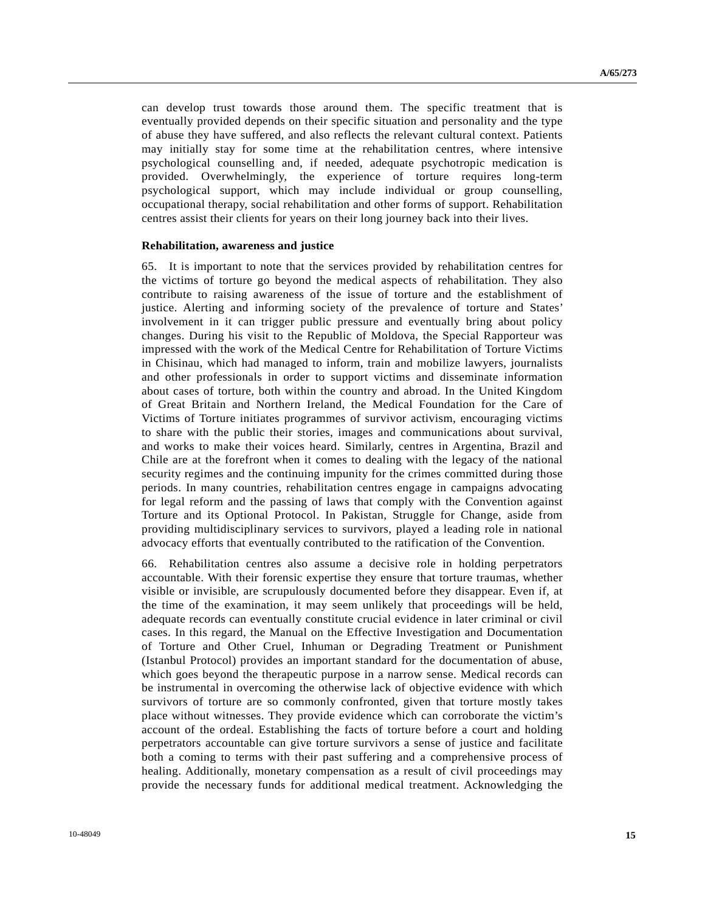can develop trust towards those around them. The specific treatment that is eventually provided depends on their specific situation and personality and the type of abuse they have suffered, and also reflects the relevant cultural context. Patients may initially stay for some time at the rehabilitation centres, where intensive psychological counselling and, if needed, adequate psychotropic medication is provided. Overwhelmingly, the experience of torture requires long-term psychological support, which may include individual or group counselling, occupational therapy, social rehabilitation and other forms of support. Rehabilitation centres assist their clients for years on their long journey back into their lives.

**Rehabilitation, awareness and justice**

65. It is important to note that the services provided by rehabilitation centres for the victims of torture go beyond the medical aspects of rehabilitation. They also contribute to raising awareness of the issue of torture and the establishment of justice. Alerting and informing society of the prevalence of torture and States' involvement in it can trigger public pressure and eventually bring about policy changes. During his visit to the Republic of Moldova, the Special Rapporteur was impressed with the work of the Medical Centre for Rehabilitation of Torture Victims in Chisinau, which had managed to inform, train and mobilize lawyers, journalists and other professionals in order to support victims and disseminate information about cases of torture, both within the country and abroad. In the United Kingdom of Great Britain and Northern Ireland, the Medical Foundation for the Care of Victims of Torture initiates programmes of survivor activism, encouraging victims to share with the public their stories, images and communications about survival, and works to make their voices heard. Similarly, centres in Argentina, Brazil and Chile are at the forefront when it comes to dealing with the legacy of the national security regimes and the continuing impunity for the crimes committed during those periods. In many countries, rehabilitation centres engage in campaigns advocating for legal reform and the passing of laws that comply with the Convention against Torture and its Optional Protocol. In Pakistan, Struggle for Change, aside from providing multidisciplinary services to survivors, played a leading role in national advocacy efforts that eventually contributed to the ratification of the Convention.

66. Rehabilitation centres also assume a decisive role in holding perpetrators accountable. With their forensic expertise they ensure that torture traumas, whether visible or invisible, are scrupulously documented before they disappear. Even if, at the time of the examination, it may seem unlikely that proceedings will be held, adequate records can eventually constitute crucial evidence in later criminal or civil cases. In this regard, the Manual on the Effective Investigation and Documentation of Torture and Other Cruel, Inhuman or Degrading Treatment or Punishment (Istanbul Protocol) provides an important standard for the documentation of abuse, which goes beyond the therapeutic purpose in a narrow sense. Medical records can be instrumental in overcoming the otherwise lack of objective evidence with which survivors of torture are so commonly confronted, given that torture mostly takes place without witnesses. They provide evidence which can corroborate the victim's account of the ordeal. Establishing the facts of torture before a court and holding perpetrators accountable can give torture survivors a sense of justice and facilitate both a coming to terms with their past suffering and a comprehensive process of healing. Additionally, monetary compensation as a result of civil proceedings may provide the necessary funds for additional medical treatment. Acknowledging the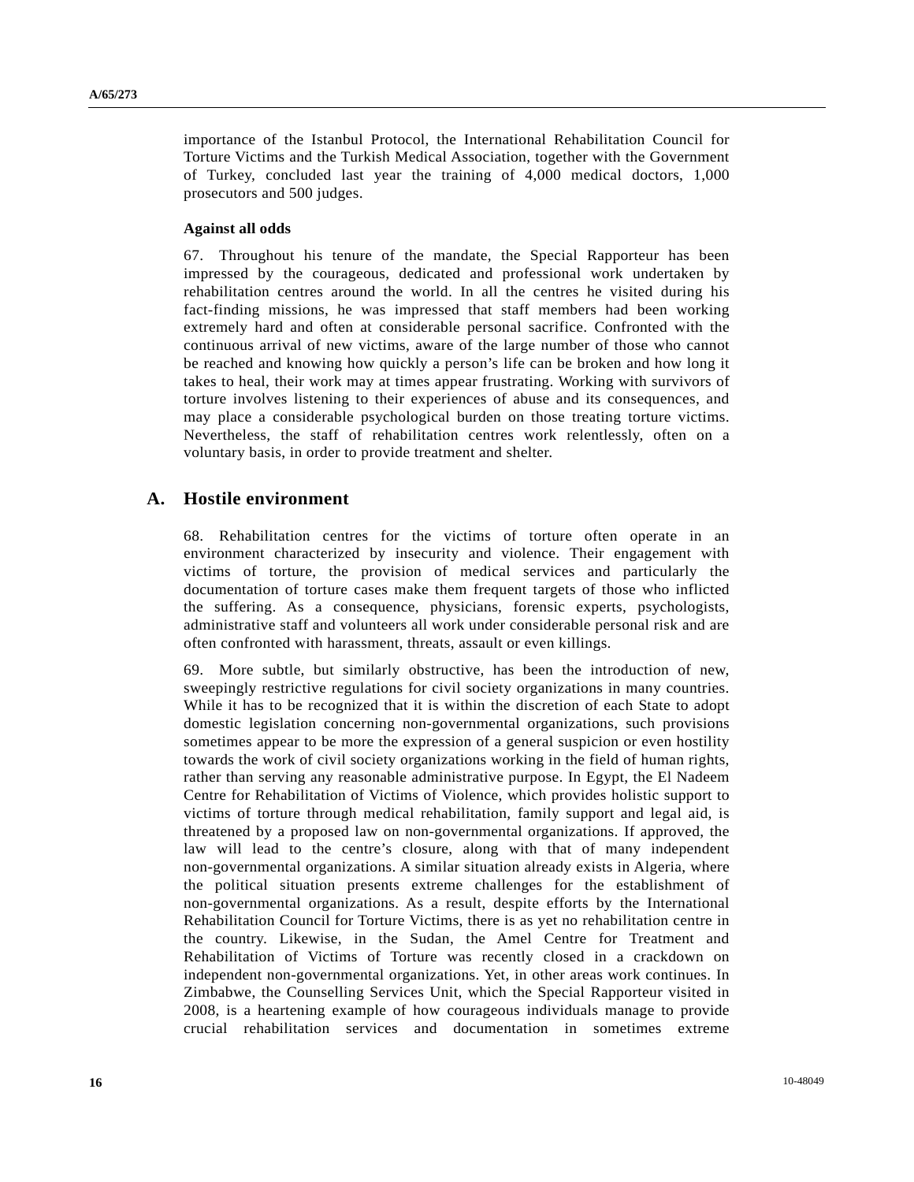importance of the Istanbul Protocol, the International Rehabilitation Council for Torture Victims and the Turkish Medical Association, together with the Government of Turkey, concluded last year the training of 4,000 medical doctors, 1,000 prosecutors and 500 judges.

**Against all odds**

67. Throughout his tenure of the mandate, the Special Rapporteur has been impressed by the courageous, dedicated and professional work undertaken by rehabilitation centres around the world. In all the centres he visited during his fact-finding missions, he was impressed that staff members had been working extremely hard and often at considerable personal sacrifice. Confronted with the continuous arrival of new victims, aware of the large number of those who cannot be reached and knowing how quickly a person's life can be broken and how long it takes to heal, their work may at times appear frustrating. Working with survivors of torture involves listening to their experiences of abuse and its consequences, and may place a considerable psychological burden on those treating torture victims. Nevertheless, the staff of rehabilitation centres work relentlessly, often on a voluntary basis, in order to provide treatment and shelter.

## A. Hostile environment

68. Rehabilitation centres for the victims of torture often operate in an environment characterized by insecurity and violence. Their engagement with victims of torture, the provision of medical services and particularly the documentation of torture cases make them frequent targets of those who inflicted the suffering. As a consequence, physicians, forensic experts, psychologists, administrative staff and volunteers all work under considerable personal risk and are often confronted with harassment, threats, assault or even killings.

69. More subtle, but similarly obstructive, has been the introduction of new, sweepingly restrictive regulations for civil society organizations in many countries. While it has to be recognized that it is within the discretion of each State to adopt domestic legislation concerning non-governmental organizations, such provisions sometimes appear to be more the expression of a general suspicion or even hostility towards the work of civil society organizations working in the field of human rights, rather than serving any reasonable administrative purpose. In Egypt, the El Nadeem Centre for Rehabilitation of Victims of Violence, which provides holistic support to victims of torture through medical rehabilitation, family support and legal aid, is threatened by a proposed law on non-governmental organizations. If approved, the law will lead to the centre's closure, along with that of many independent non-governmental organizations. A similar situation already exists in Algeria, where the political situation presents extreme challenges for the establishment of non-governmental organizations. As a result, despite efforts by the International Rehabilitation Council for Torture Victims, there is as yet no rehabilitation centre in the country. Likewise, in the Sudan, the Amel Centre for Treatment and Rehabilitation of Victims of Torture was recently closed in a crackdown on independent non-governmental organizations. Yet, in other areas work continues. In Zimbabwe, the Counselling Services Unit, which the Special Rapporteur visited in 2008, is a heartening example of how courageous individuals manage to provide crucial rehabilitation services and documentation in sometimes extreme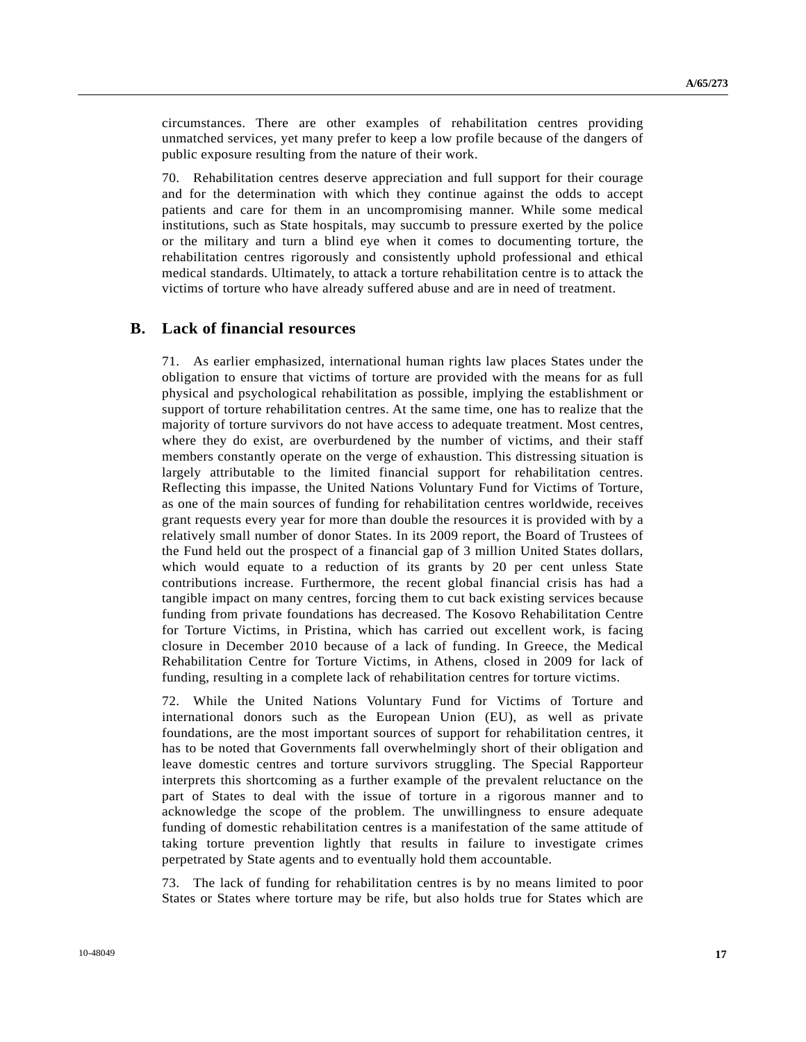circumstances. There are other examples of rehabilitation centres providing unmatched services, yet many prefer to keep a low profile because of the dangers of public exposure resulting from the nature of their work.

70. Rehabilitation centres deserve appreciation and full support for their courage and for the determination with which they continue against the odds to accept patients and care for them in an uncompromising manner. While some medical institutions, such as State hospitals, may succumb to pressure exerted by the police or the military and turn a blind eye when it comes to documenting torture, the rehabilitation centres rigorously and consistently uphold professional and ethical medical standards. Ultimately, to attack a torture rehabilitation centre is to attack the victims of torture who have already suffered abuse and are in need of treatment.

## B. Lack of financial resources

71. As earlier emphasized, international human rights law places States under the obligation to ensure that victims of torture are provided with the means for as full physical and psychological rehabilitation as possible, implying the establishment or support of torture rehabilitation centres. At the same time, one has to realize that the majority of torture survivors do not have access to adequate treatment. Most centres, where they do exist, are overburdened by the number of victims, and their staff members constantly operate on the verge of exhaustion. This distressing situation is largely attributable to the limited financial support for rehabilitation centres. Reflecting this impasse, the United Nations Voluntary Fund for Victims of Torture, as one of the main sources of funding for rehabilitation centres worldwide, receives grant requests every year for more than double the resources it is provided with by a relatively small number of donor States. In its 2009 report, the Board of Trustees of the Fund held out the prospect of a financial gap of 3 million United States dollars, which would equate to a reduction of its grants by 20 per cent unless State contributions increase. Furthermore, the recent global financial crisis has had a tangible impact on many centres, forcing them to cut back existing services because funding from private foundations has decreased. The Kosovo Rehabilitation Centre for Torture Victims, in Pristina, which has carried out excellent work, is facing closure in December 2010 because of a lack of funding. In Greece, the Medical Rehabilitation Centre for Torture Victims, in Athens, closed in 2009 for lack of funding, resulting in a complete lack of rehabilitation centres for torture victims.

72. While the United Nations Voluntary Fund for Victims of Torture and international donors such as the European Union (EU), as well as private foundations, are the most important sources of support for rehabilitation centres, it has to be noted that Governments fall overwhelmingly short of their obligation and leave domestic centres and torture survivors struggling. The Special Rapporteur interprets this shortcoming as a further example of the prevalent reluctance on the part of States to deal with the issue of torture in a rigorous manner and to acknowledge the scope of the problem. The unwillingness to ensure adequate funding of domestic rehabilitation centres is a manifestation of the same attitude of taking torture prevention lightly that results in failure to investigate crimes perpetrated by State agents and to eventually hold them accountable.

73. The lack of funding for rehabilitation centres is by no means limited to poor States or States where torture may be rife, but also holds true for States which are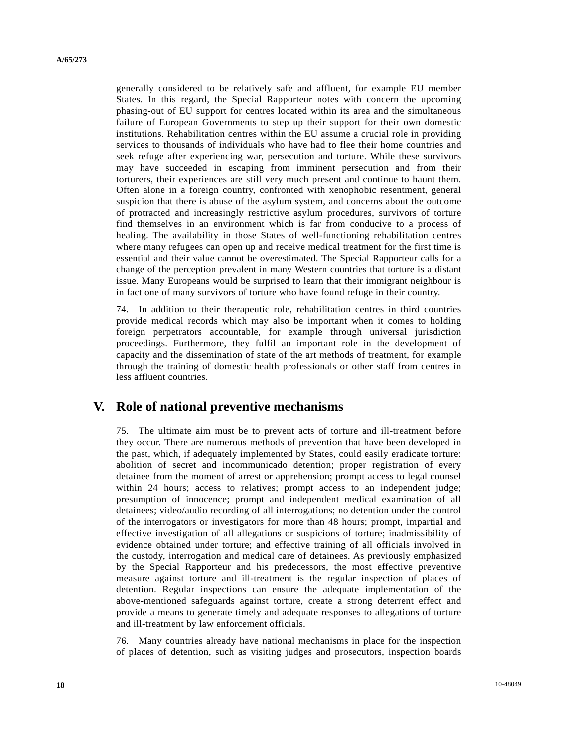generally considered to be relatively safe and affluent, for example EU member States. In this regard, the Special Rapporteur notes with concern the upcoming phasing-out of EU support for centres located within its area and the simultaneous failure of European Governments to step up their support for their own domestic institutions. Rehabilitation centres within the EU assume a crucial role in providing services to thousands of individuals who have had to flee their home countries and seek refuge after experiencing war, persecution and torture. While these survivors may have succeeded in escaping from imminent persecution and from their torturers, their experiences are still very much present and continue to haunt them. Often alone in a foreign country, confronted with xenophobic resentment, general suspicion that there is abuse of the asylum system, and concerns about the outcome of protracted and increasingly restrictive asylum procedures, survivors of torture find themselves in an environment which is far from conducive to a process of healing. The availability in those States of well-functioning rehabilitation centres where many refugees can open up and receive medical treatment for the first time is essential and their value cannot be overestimated. The Special Rapporteur calls for a change of the perception prevalent in many Western countries that torture is a distant issue. Many Europeans would be surprised to learn that their immigrant neighbour is in fact one of many survivors of torture who have found refuge in their country.

74. In addition to their therapeutic role, rehabilitation centres in third countries provide medical records which may also be important when it comes to holding foreign perpetrators accountable, for example through universal jurisdiction proceedings. Furthermore, they fulfil an important role in the development of capacity and the dissemination of state of the art methods of treatment, for example through the training of domestic health professionals or other staff from centres in less affluent countries.

## V. Role of national preventive mechanisms

75. The ultimate aim must be to prevent acts of torture and ill-treatment before they occur. There are numerous methods of prevention that have been developed in the past, which, if adequately implemented by States, could easily eradicate torture: abolition of secret and incommunicado detention; proper registration of every detainee from the moment of arrest or apprehension; prompt access to legal counsel within 24 hours; access to relatives; prompt access to an independent judge; presumption of innocence; prompt and independent medical examination of all detainees; video/audio recording of all interrogations; no detention under the control of the interrogators or investigators for more than 48 hours; prompt, impartial and effective investigation of all allegations or suspicions of torture; inadmissibility of evidence obtained under torture; and effective training of all officials involved in the custody, interrogation and medical care of detainees. As previously emphasized by the Special Rapporteur and his predecessors, the most effective preventive measure against torture and ill-treatment is the regular inspection of places of detention. Regular inspections can ensure the adequate implementation of the above-mentioned safeguards against torture, create a strong deterrent effect and provide a means to generate timely and adequate responses to allegations of torture and ill-treatment by law enforcement officials.

76. Many countries already have national mechanisms in place for the inspection of places of detention, such as visiting judges and prosecutors, inspection boards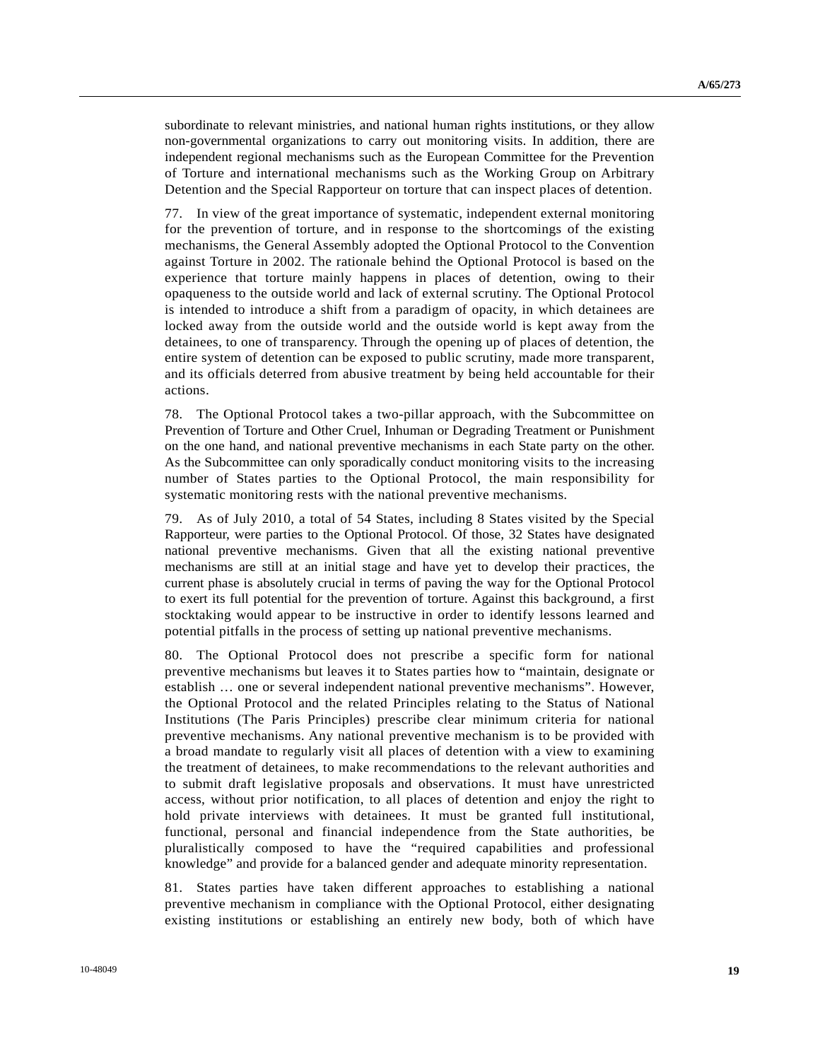subordinate to relevant ministries, and national human rights institutions, or they allow non-governmental organizations to carry out monitoring visits. In addition, there are independent regional mechanisms such as the European Committee for the Prevention of Torture and international mechanisms such as the Working Group on Arbitrary Detention and the Special Rapporteur on torture that can inspect places of detention.

77. In view of the great importance of systematic, independent external monitoring for the prevention of torture, and in response to the shortcomings of the existing mechanisms, the General Assembly adopted the Optional Protocol to the Convention against Torture in 2002. The rationale behind the Optional Protocol is based on the experience that torture mainly happens in places of detention, owing to their opaqueness to the outside world and lack of external scrutiny. The Optional Protocol is intended to introduce a shift from a paradigm of opacity, in which detainees are locked away from the outside world and the outside world is kept away from the detainees, to one of transparency. Through the opening up of places of detention, the entire system of detention can be exposed to public scrutiny, made more transparent, and its officials deterred from abusive treatment by being held accountable for their actions.

78. The Optional Protocol takes a two-pillar approach, with the Subcommittee on Prevention of Torture and Other Cruel, Inhuman or Degrading Treatment or Punishment on the one hand, and national preventive mechanisms in each State party on the other. As the Subcommittee can only sporadically conduct monitoring visits to the increasing number of States parties to the Optional Protocol, the main responsibility for systematic monitoring rests with the national preventive mechanisms.

79. As of July 2010, a total of 54 States, including 8 States visited by the Special Rapporteur, were parties to the Optional Protocol. Of those, 32 States have designated national preventive mechanisms. Given that all the existing national preventive mechanisms are still at an initial stage and have yet to develop their practices, the current phase is absolutely crucial in terms of paving the way for the Optional Protocol to exert its full potential for the prevention of torture. Against this background, a first stocktaking would appear to be instructive in order to identify lessons learned and potential pitfalls in the process of setting up national preventive mechanisms.

80. The Optional Protocol does not prescribe a specific form for national preventive mechanisms but leaves it to States parties how to "maintain, designate or establish … one or several independent national preventive mechanisms". However, the Optional Protocol and the related Principles relating to the Status of National Institutions (The Paris Principles) prescribe clear minimum criteria for national preventive mechanisms. Any national preventive mechanism is to be provided with a broad mandate to regularly visit all places of detention with a view to examining the treatment of detainees, to make recommendations to the relevant authorities and to submit draft legislative proposals and observations. It must have unrestricted access, without prior notification, to all places of detention and enjoy the right to hold private interviews with detainees. It must be granted full institutional, functional, personal and financial independence from the State authorities, be pluralistically composed to have the "required capabilities and professional knowledge" and provide for a balanced gender and adequate minority representation.

81. States parties have taken different approaches to establishing a national preventive mechanism in compliance with the Optional Protocol, either designating existing institutions or establishing an entirely new body, both of which have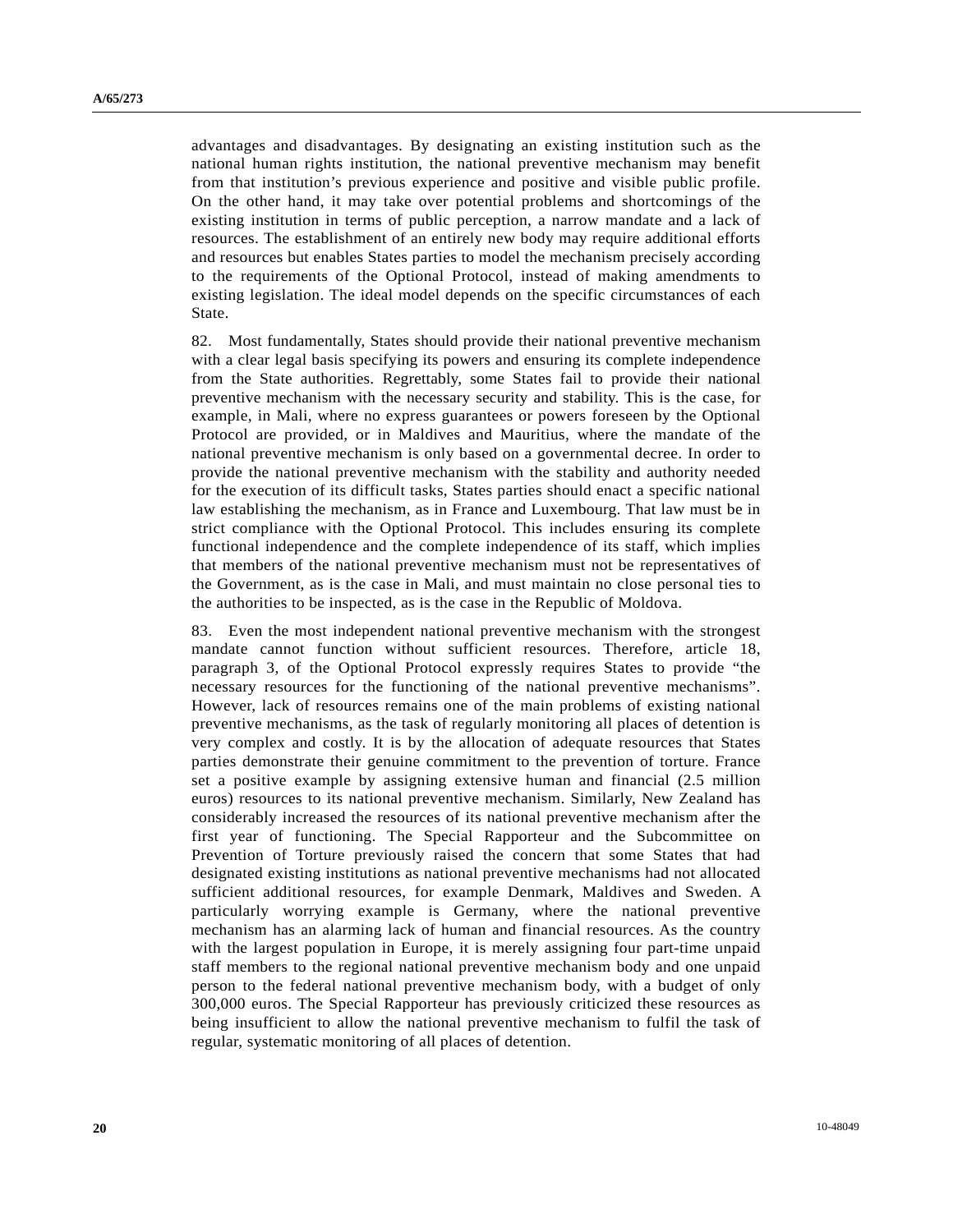advantages and disadvantages. By designating an existing institution such as the national human rights institution, the national preventive mechanism may benefit from that institution's previous experience and positive and visible public profile. On the other hand, it may take over potential problems and shortcomings of the existing institution in terms of public perception, a narrow mandate and a lack of resources. The establishment of an entirely new body may require additional efforts and resources but enables States parties to model the mechanism precisely according to the requirements of the Optional Protocol, instead of making amendments to existing legislation. The ideal model depends on the specific circumstances of each State.

82. Most fundamentally, States should provide their national preventive mechanism with a clear legal basis specifying its powers and ensuring its complete independence from the State authorities. Regrettably, some States fail to provide their national preventive mechanism with the necessary security and stability. This is the case, for example, in Mali, where no express guarantees or powers foreseen by the Optional Protocol are provided, or in Maldives and Mauritius, where the mandate of the national preventive mechanism is only based on a governmental decree. In order to provide the national preventive mechanism with the stability and authority needed for the execution of its difficult tasks, States parties should enact a specific national law establishing the mechanism, as in France and Luxembourg. That law must be in strict compliance with the Optional Protocol. This includes ensuring its complete functional independence and the complete independence of its staff, which implies that members of the national preventive mechanism must not be representatives of the Government, as is the case in Mali, and must maintain no close personal ties to the authorities to be inspected, as is the case in the Republic of Moldova.

83. Even the most independent national preventive mechanism with the strongest mandate cannot function without sufficient resources. Therefore, article 18, paragraph 3, of the Optional Protocol expressly requires States to provide "the necessary resources for the functioning of the national preventive mechanisms". However, lack of resources remains one of the main problems of existing national preventive mechanisms, as the task of regularly monitoring all places of detention is very complex and costly. It is by the allocation of adequate resources that States parties demonstrate their genuine commitment to the prevention of torture. France set a positive example by assigning extensive human and financial (2.5 million euros) resources to its national preventive mechanism. Similarly, New Zealand has considerably increased the resources of its national preventive mechanism after the first year of functioning. The Special Rapporteur and the Subcommittee on Prevention of Torture previously raised the concern that some States that had designated existing institutions as national preventive mechanisms had not allocated sufficient additional resources, for example Denmark, Maldives and Sweden. A particularly worrying example is Germany, where the national preventive mechanism has an alarming lack of human and financial resources. As the country with the largest population in Europe, it is merely assigning four part-time unpaid staff members to the regional national preventive mechanism body and one unpaid person to the federal national preventive mechanism body, with a budget of only 300,000 euros. The Special Rapporteur has previously criticized these resources as being insufficient to allow the national preventive mechanism to fulfil the task of regular, systematic monitoring of all places of detention.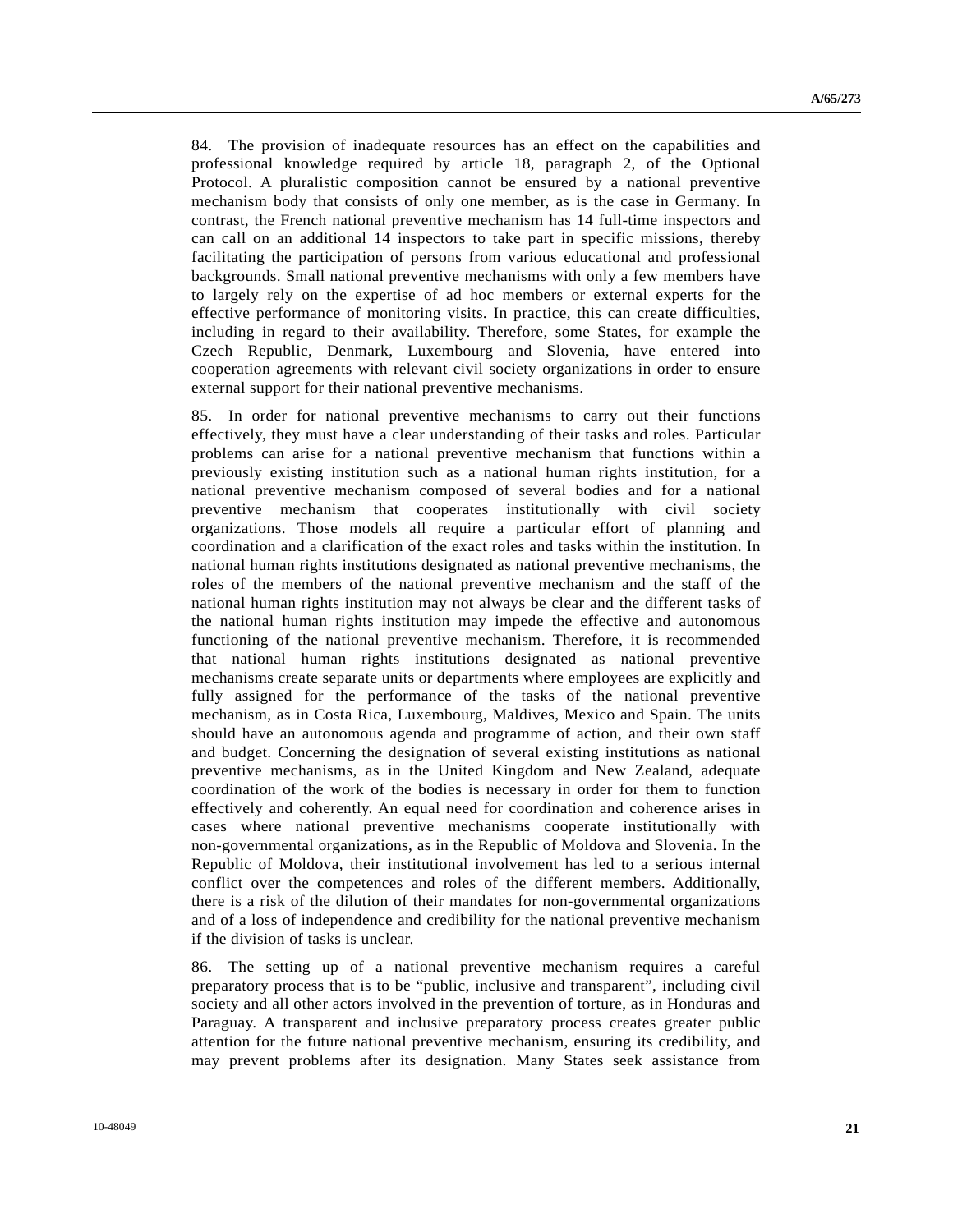84. The provision of inadequate resources has an effect on the capabilities and professional knowledge required by article 18, paragraph 2, of the Optional Protocol. A pluralistic composition cannot be ensured by a national preventive mechanism body that consists of only one member, as is the case in Germany. In contrast, the French national preventive mechanism has 14 full-time inspectors and can call on an additional 14 inspectors to take part in specific missions, thereby facilitating the participation of persons from various educational and professional backgrounds. Small national preventive mechanisms with only a few members have to largely rely on the expertise of ad hoc members or external experts for the effective performance of monitoring visits. In practice, this can create difficulties, including in regard to their availability. Therefore, some States, for example the Czech Republic, Denmark, Luxembourg and Slovenia, have entered into cooperation agreements with relevant civil society organizations in order to ensure external support for their national preventive mechanisms.

85. In order for national preventive mechanisms to carry out their functions effectively, they must have a clear understanding of their tasks and roles. Particular problems can arise for a national preventive mechanism that functions within a previously existing institution such as a national human rights institution, for a national preventive mechanism composed of several bodies and for a national preventive mechanism that cooperates institutionally with civil society organizations. Those models all require a particular effort of planning and coordination and a clarification of the exact roles and tasks within the institution. In national human rights institutions designated as national preventive mechanisms, the roles of the members of the national preventive mechanism and the staff of the national human rights institution may not always be clear and the different tasks of the national human rights institution may impede the effective and autonomous functioning of the national preventive mechanism. Therefore, it is recommended that national human rights institutions designated as national preventive mechanisms create separate units or departments where employees are explicitly and fully assigned for the performance of the tasks of the national preventive mechanism, as in Costa Rica, Luxembourg, Maldives, Mexico and Spain. The units should have an autonomous agenda and programme of action, and their own staff and budget. Concerning the designation of several existing institutions as national preventive mechanisms, as in the United Kingdom and New Zealand, adequate coordination of the work of the bodies is necessary in order for them to function effectively and coherently. An equal need for coordination and coherence arises in cases where national preventive mechanisms cooperate institutionally with non-governmental organizations, as in the Republic of Moldova and Slovenia. In the Republic of Moldova, their institutional involvement has led to a serious internal conflict over the competences and roles of the different members. Additionally, there is a risk of the dilution of their mandates for non-governmental organizations and of a loss of independence and credibility for the national preventive mechanism if the division of tasks is unclear.

86. The setting up of a national preventive mechanism requires a careful preparatory process that is to be "public, inclusive and transparent", including civil society and all other actors involved in the prevention of torture, as in Honduras and Paraguay. A transparent and inclusive preparatory process creates greater public attention for the future national preventive mechanism, ensuring its credibility, and may prevent problems after its designation. Many States seek assistance from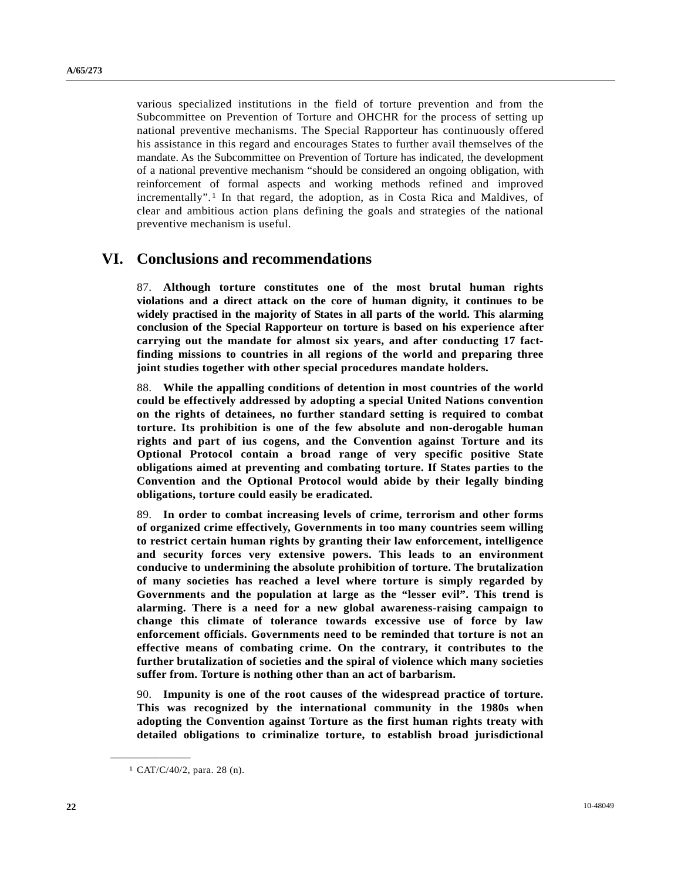various specialized institutions in the field of torture prevention and from the Subcommittee on Prevention of Torture and OHCHR for the process of setting up national preventive mechanisms. The Special Rapporteur has continuously offered his assistance in this regard and encourages States to further avail themselves of the mandate. As the Subcommittee on Prevention of Torture has indicated, the development of a national preventive mechanism "should be considered an ongoing obligation, with reinforcement of formal aspects and working methods refined and improved incrementally".[1] In that regard, the adoption, as in Costa Rica and Maldives, of clear and ambitious action plans defining the goals and strategies of the national preventive mechanism is useful.

## VI. Conclusions and recommendations

87. **Although torture constitutes one of the most brutal human rights violations and a direct attack on the core of human dignity, it continues to be widely practised in the majority of States in all parts of the world. This alarming conclusion of the Special Rapporteur on torture is based on his experience after carrying out the mandate for almost six years, and after conducting 17 fact-finding missions to countries in all regions of the world and preparing three joint studies together with other special procedures mandate holders.**

88. **While the appalling conditions of detention in most countries of the world could be effectively addressed by adopting a special United Nations convention on the rights of detainees, no further standard setting is required to combat torture. Its prohibition is one of the few absolute and non-derogable human rights and part of ius cogens, and the Convention against Torture and its Optional Protocol contain a broad range of very specific positive State obligations aimed at preventing and combating torture. If States parties to the Convention and the Optional Protocol would abide by their legally binding obligations, torture could easily be eradicated.**

89. **In order to combat increasing levels of crime, terrorism and other forms of organized crime effectively, Governments in too many countries seem willing to restrict certain human rights by granting their law enforcement, intelligence and security forces very extensive powers. This leads to an environment conducive to undermining the absolute prohibition of torture. The brutalization of many societies has reached a level where torture is simply regarded by Governments and the population at large as the "lesser evil". This trend is alarming. There is a need for a new global awareness-raising campaign to change this climate of tolerance towards excessive use of force by law enforcement officials. Governments need to be reminded that torture is not an effective means of combating crime. On the contrary, it contributes to the further brutalization of societies and the spiral of violence which many societies suffer from. Torture is nothing other than an act of barbarism.**

90. **Impunity is one of the root causes of the widespread practice of torture. This was recognized by the international community in the 1980s when adopting the Convention against Torture as the first human rights treaty with detailed obligations to criminalize torture, to establish broad jurisdictional**

---

[1] CAT/C/40/2, para. 28 (n).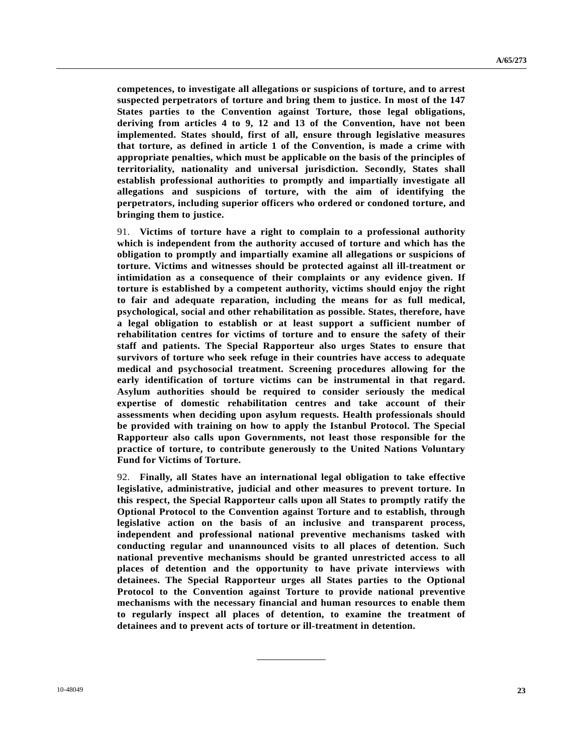**competences, to investigate all allegations or suspicions of torture, and to arrest suspected perpetrators of torture and bring them to justice. In most of the 147 States parties to the Convention against Torture, those legal obligations, deriving from articles 4 to 9, 12 and 13 of the Convention, have not been implemented. States should, first of all, ensure through legislative measures that torture, as defined in article 1 of the Convention, is made a crime with appropriate penalties, which must be applicable on the basis of the principles of territoriality, nationality and universal jurisdiction. Secondly, States shall establish professional authorities to promptly and impartially investigate all allegations and suspicions of torture, with the aim of identifying the perpetrators, including superior officers who ordered or condoned torture, and bringing them to justice.**

91. **Victims of torture have a right to complain to a professional authority which is independent from the authority accused of torture and which has the obligation to promptly and impartially examine all allegations or suspicions of torture. Victims and witnesses should be protected against all ill-treatment or intimidation as a consequence of their complaints or any evidence given. If torture is established by a competent authority, victims should enjoy the right to fair and adequate reparation, including the means for as full medical, psychological, social and other rehabilitation as possible. States, therefore, have a legal obligation to establish or at least support a sufficient number of rehabilitation centres for victims of torture and to ensure the safety of their staff and patients. The Special Rapporteur also urges States to ensure that survivors of torture who seek refuge in their countries have access to adequate medical and psychosocial treatment. Screening procedures allowing for the early identification of torture victims can be instrumental in that regard. Asylum authorities should be required to consider seriously the medical expertise of domestic rehabilitation centres and take account of their assessments when deciding upon asylum requests. Health professionals should be provided with training on how to apply the Istanbul Protocol. The Special Rapporteur also calls upon Governments, not least those responsible for the practice of torture, to contribute generously to the United Nations Voluntary Fund for Victims of Torture.**

92. **Finally, all States have an international legal obligation to take effective legislative, administrative, judicial and other measures to prevent torture. In this respect, the Special Rapporteur calls upon all States to promptly ratify the Optional Protocol to the Convention against Torture and to establish, through legislative action on the basis of an inclusive and transparent process, independent and professional national preventive mechanisms tasked with conducting regular and unannounced visits to all places of detention. Such national preventive mechanisms should be granted unrestricted access to all places of detention and the opportunity to have private interviews with detainees. The Special Rapporteur urges all States parties to the Optional Protocol to the Convention against Torture to provide national preventive mechanisms with the necessary financial and human resources to enable them to regularly inspect all places of detention, to examine the treatment of detainees and to prevent acts of torture or ill-treatment in detention.**